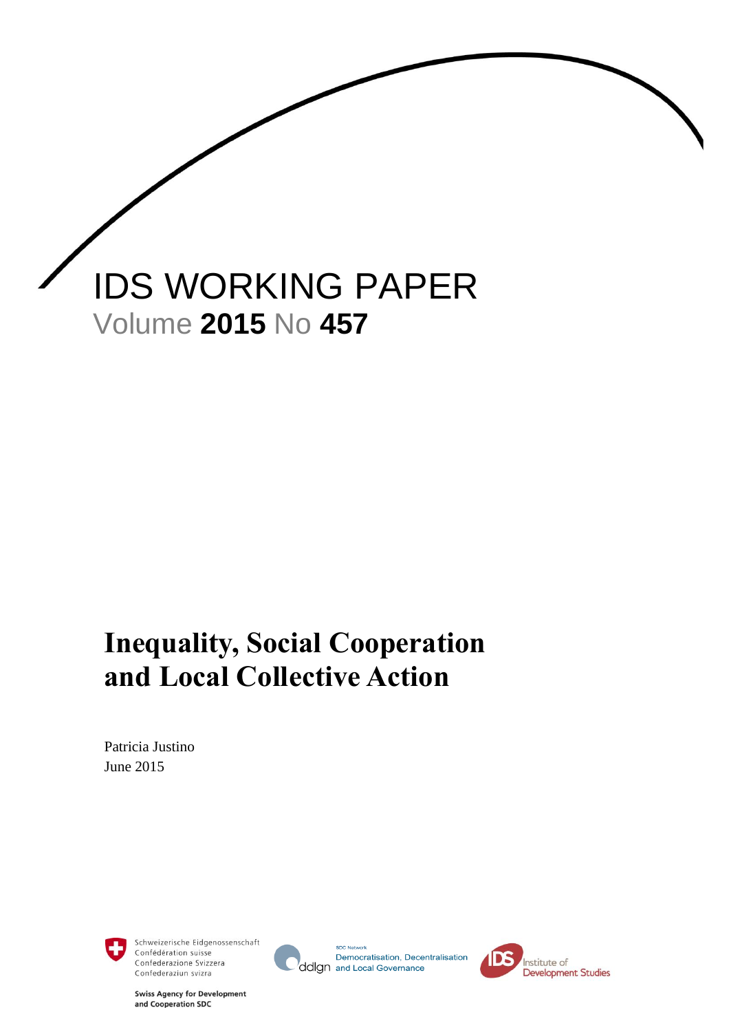IDS WORKING PAPER

Volume **2015** No **457**

# Inequality, Social Cooperation and Local Collective Action

Patricia Justino

June 2015

Schweizerische Eidgenossenschaft
Confédération suisse
Confederazione Svizzera
Confederaziun svizra

**Swiss Agency for Development and Cooperation SDC**

SDC Network
ddlgn Democratisation, Decentralisation and Local Governance

IDS Institute of Development Studies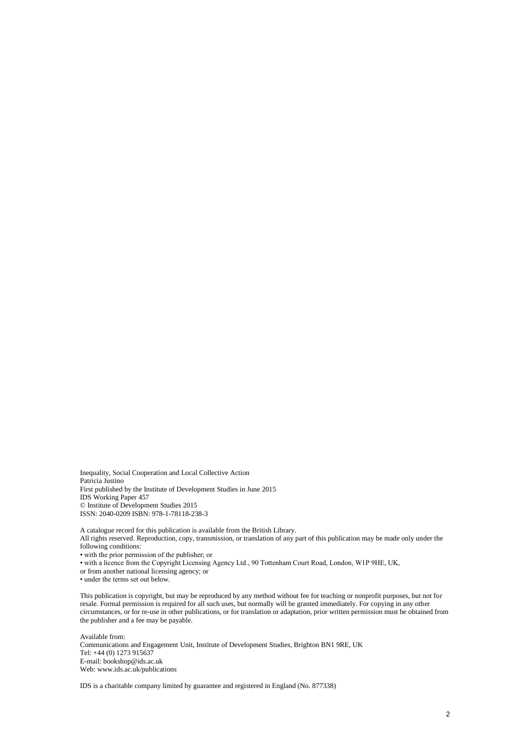Inequality, Social Cooperation and Local Collective Action
Patricia Justino
First published by the Institute of Development Studies in June 2015
IDS Working Paper 457
© Institute of Development Studies 2015
ISSN: 2040-0209 ISBN: 978-1-78118-238-3

A catalogue record for this publication is available from the British Library.
All rights reserved. Reproduction, copy, transmission, or translation of any part of this publication may be made only under the following conditions:

- with the prior permission of the publisher; or
- with a licence from the Copyright Licensing Agency Ltd., 90 Tottenham Court Road, London, W1P 9HE, UK, or from another national licensing agency; or
- under the terms set out below.

This publication is copyright, but may be reproduced by any method without fee for teaching or nonprofit purposes, but not for resale. Formal permission is required for all such uses, but normally will be granted immediately. For copying in any other circumstances, or for re-use in other publications, or for translation or adaptation, prior written permission must be obtained from the publisher and a fee may be payable.

Available from:
Communications and Engagement Unit, Institute of Development Studies, Brighton BN1 9RE, UK
Tel: +44 (0) 1273 915637
E-mail: bookshop@ids.ac.uk
Web: www.ids.ac.uk/publications

IDS is a charitable company limited by guarantee and registered in England (No. 877338)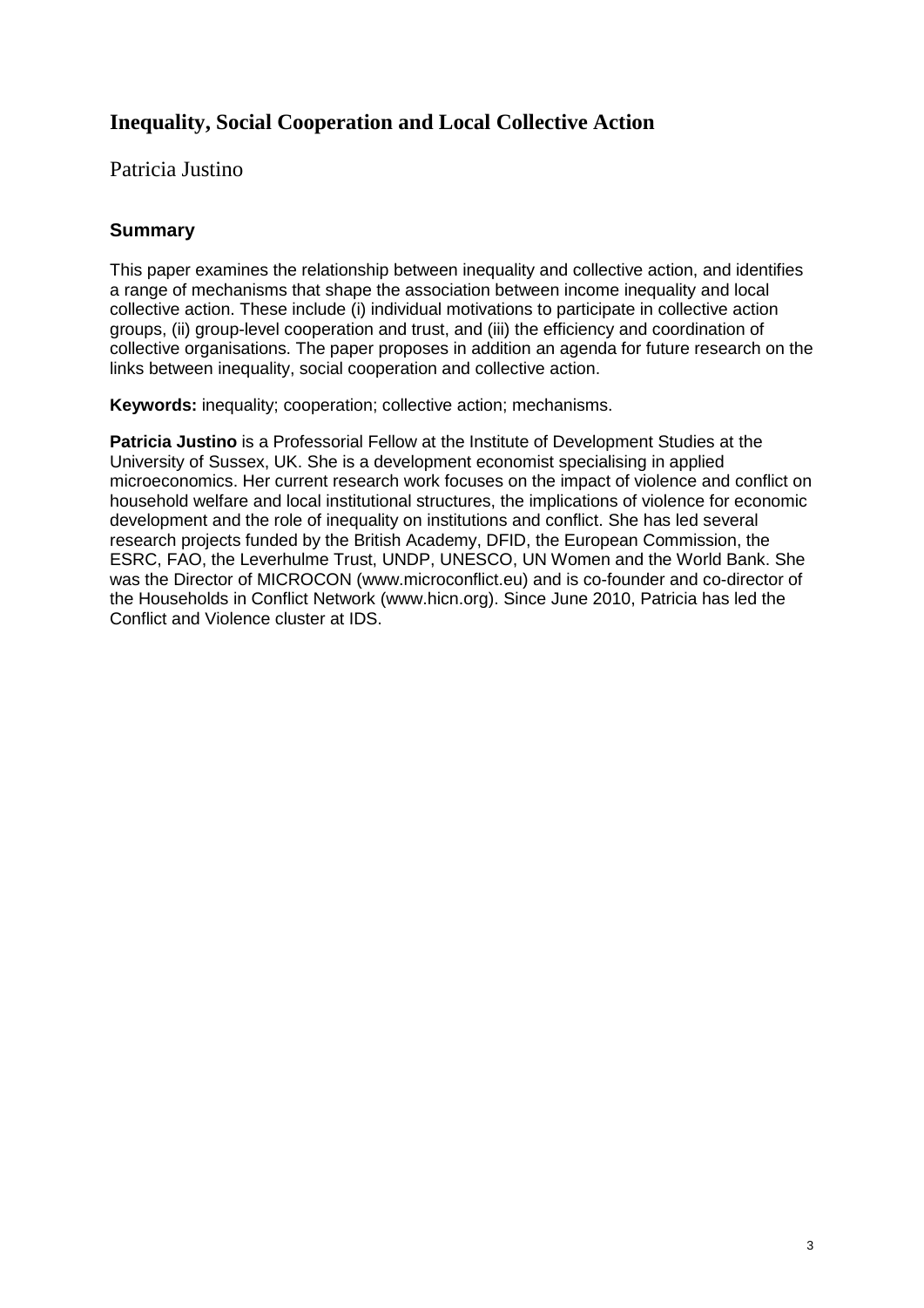# Inequality, Social Cooperation and Local Collective Action

Patricia Justino

## Summary

This paper examines the relationship between inequality and collective action, and identifies a range of mechanisms that shape the association between income inequality and local collective action. These include (i) individual motivations to participate in collective action groups, (ii) group-level cooperation and trust, and (iii) the efficiency and coordination of collective organisations. The paper proposes in addition an agenda for future research on the links between inequality, social cooperation and collective action.

**Keywords:** inequality; cooperation; collective action; mechanisms.

**Patricia Justino** is a Professorial Fellow at the Institute of Development Studies at the University of Sussex, UK. She is a development economist specialising in applied microeconomics. Her current research work focuses on the impact of violence and conflict on household welfare and local institutional structures, the implications of violence for economic development and the role of inequality on institutions and conflict. She has led several research projects funded by the British Academy, DFID, the European Commission, the ESRC, FAO, the Leverhulme Trust, UNDP, UNESCO, UN Women and the World Bank. She was the Director of MICROCON (www.microconflict.eu) and is co-founder and co-director of the Households in Conflict Network (www.hicn.org). Since June 2010, Patricia has led the Conflict and Violence cluster at IDS.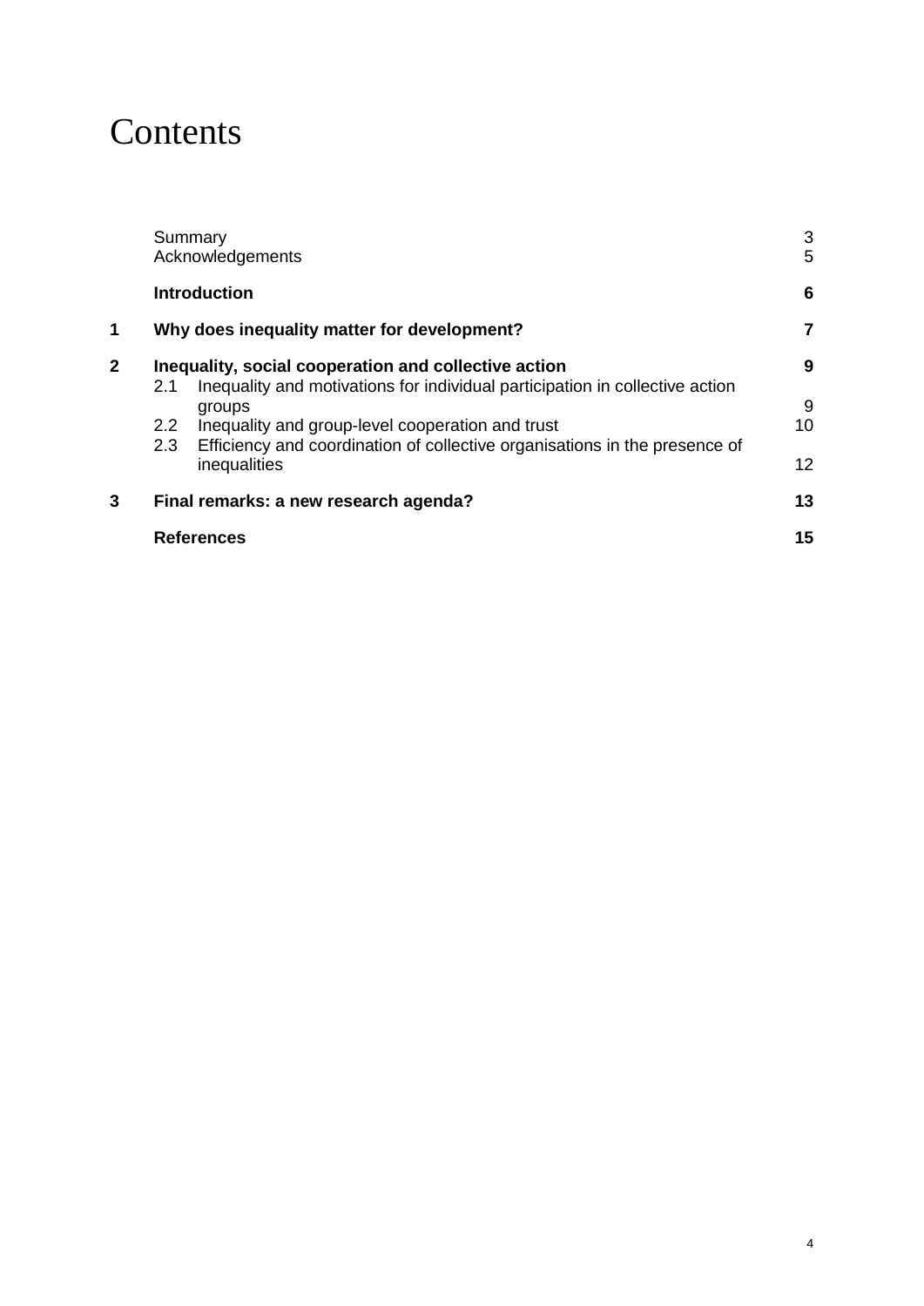# Contents

| | | |
|---|---|---|
| | Summary | 3 |
| | Acknowledgements | 5 |
| | **Introduction** | **6** |
| **1** | **Why does inequality matter for development?** | **7** |
| **2** | **Inequality, social cooperation and collective action** | **9** |
| | 2.1 Inequality and motivations for individual participation in collective action groups | 9 |
| | 2.2 Inequality and group-level cooperation and trust | 10 |
| | 2.3 Efficiency and coordination of collective organisations in the presence of inequalities | 12 |
| **3** | **Final remarks: a new research agenda?** | **13** |
| | **References** | **15** |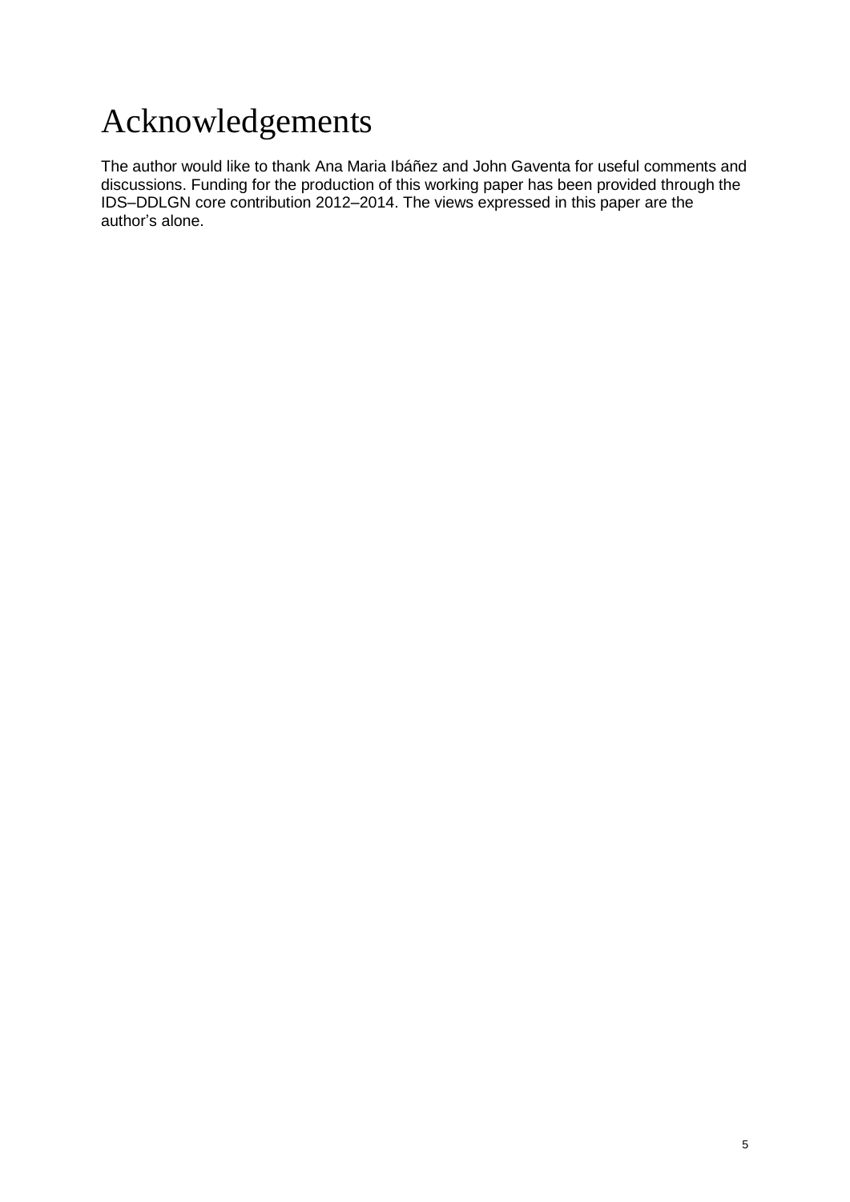# Acknowledgements

The author would like to thank Ana Maria Ibáñez and John Gaventa for useful comments and discussions. Funding for the production of this working paper has been provided through the IDS–DDLGN core contribution 2012–2014. The views expressed in this paper are the author's alone.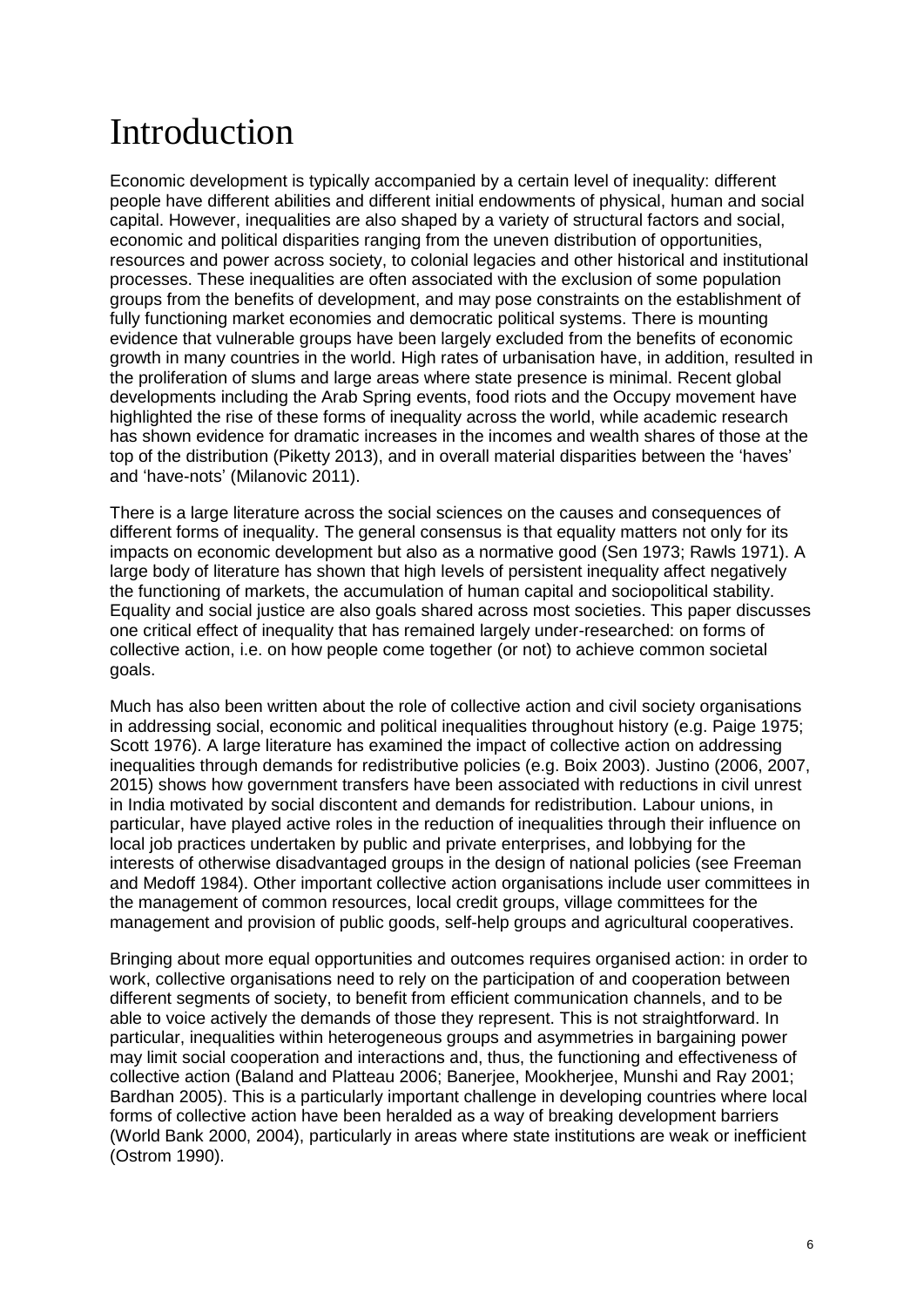# Introduction

Economic development is typically accompanied by a certain level of inequality: different people have different abilities and different initial endowments of physical, human and social capital. However, inequalities are also shaped by a variety of structural factors and social, economic and political disparities ranging from the uneven distribution of opportunities, resources and power across society, to colonial legacies and other historical and institutional processes. These inequalities are often associated with the exclusion of some population groups from the benefits of development, and may pose constraints on the establishment of fully functioning market economies and democratic political systems. There is mounting evidence that vulnerable groups have been largely excluded from the benefits of economic growth in many countries in the world. High rates of urbanisation have, in addition, resulted in the proliferation of slums and large areas where state presence is minimal. Recent global developments including the Arab Spring events, food riots and the Occupy movement have highlighted the rise of these forms of inequality across the world, while academic research has shown evidence for dramatic increases in the incomes and wealth shares of those at the top of the distribution (Piketty 2013), and in overall material disparities between the 'haves' and 'have-nots' (Milanovic 2011).

There is a large literature across the social sciences on the causes and consequences of different forms of inequality. The general consensus is that equality matters not only for its impacts on economic development but also as a normative good (Sen 1973; Rawls 1971). A large body of literature has shown that high levels of persistent inequality affect negatively the functioning of markets, the accumulation of human capital and sociopolitical stability. Equality and social justice are also goals shared across most societies. This paper discusses one critical effect of inequality that has remained largely under-researched: on forms of collective action, i.e. on how people come together (or not) to achieve common societal goals.

Much has also been written about the role of collective action and civil society organisations in addressing social, economic and political inequalities throughout history (e.g. Paige 1975; Scott 1976). A large literature has examined the impact of collective action on addressing inequalities through demands for redistributive policies (e.g. Boix 2003). Justino (2006, 2007, 2015) shows how government transfers have been associated with reductions in civil unrest in India motivated by social discontent and demands for redistribution. Labour unions, in particular, have played active roles in the reduction of inequalities through their influence on local job practices undertaken by public and private enterprises, and lobbying for the interests of otherwise disadvantaged groups in the design of national policies (see Freeman and Medoff 1984). Other important collective action organisations include user committees in the management of common resources, local credit groups, village committees for the management and provision of public goods, self-help groups and agricultural cooperatives.

Bringing about more equal opportunities and outcomes requires organised action: in order to work, collective organisations need to rely on the participation of and cooperation between different segments of society, to benefit from efficient communication channels, and to be able to voice actively the demands of those they represent. This is not straightforward. In particular, inequalities within heterogeneous groups and asymmetries in bargaining power may limit social cooperation and interactions and, thus, the functioning and effectiveness of collective action (Baland and Platteau 2006; Banerjee, Mookherjee, Munshi and Ray 2001; Bardhan 2005). This is a particularly important challenge in developing countries where local forms of collective action have been heralded as a way of breaking development barriers (World Bank 2000, 2004), particularly in areas where state institutions are weak or inefficient (Ostrom 1990).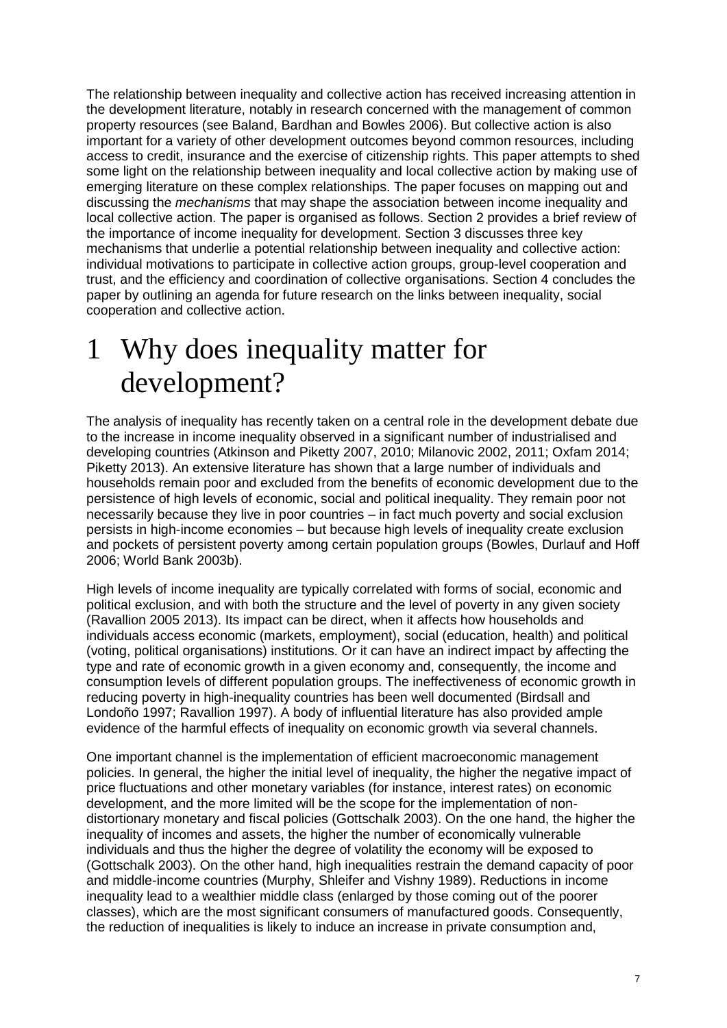The relationship between inequality and collective action has received increasing attention in the development literature, notably in research concerned with the management of common property resources (see Baland, Bardhan and Bowles 2006). But collective action is also important for a variety of other development outcomes beyond common resources, including access to credit, insurance and the exercise of citizenship rights. This paper attempts to shed some light on the relationship between inequality and local collective action by making use of emerging literature on these complex relationships. The paper focuses on mapping out and discussing the *mechanisms* that may shape the association between income inequality and local collective action. The paper is organised as follows. Section 2 provides a brief review of the importance of income inequality for development. Section 3 discusses three key mechanisms that underlie a potential relationship between inequality and collective action: individual motivations to participate in collective action groups, group-level cooperation and trust, and the efficiency and coordination of collective organisations. Section 4 concludes the paper by outlining an agenda for future research on the links between inequality, social cooperation and collective action.

# 1 Why does inequality matter for development?

The analysis of inequality has recently taken on a central role in the development debate due to the increase in income inequality observed in a significant number of industrialised and developing countries (Atkinson and Piketty 2007, 2010; Milanovic 2002, 2011; Oxfam 2014; Piketty 2013). An extensive literature has shown that a large number of individuals and households remain poor and excluded from the benefits of economic development due to the persistence of high levels of economic, social and political inequality. They remain poor not necessarily because they live in poor countries – in fact much poverty and social exclusion persists in high-income economies – but because high levels of inequality create exclusion and pockets of persistent poverty among certain population groups (Bowles, Durlauf and Hoff 2006; World Bank 2003b).

High levels of income inequality are typically correlated with forms of social, economic and political exclusion, and with both the structure and the level of poverty in any given society (Ravallion 2005 2013). Its impact can be direct, when it affects how households and individuals access economic (markets, employment), social (education, health) and political (voting, political organisations) institutions. Or it can have an indirect impact by affecting the type and rate of economic growth in a given economy and, consequently, the income and consumption levels of different population groups. The ineffectiveness of economic growth in reducing poverty in high-inequality countries has been well documented (Birdsall and Londoño 1997; Ravallion 1997). A body of influential literature has also provided ample evidence of the harmful effects of inequality on economic growth via several channels.

One important channel is the implementation of efficient macroeconomic management policies. In general, the higher the initial level of inequality, the higher the negative impact of price fluctuations and other monetary variables (for instance, interest rates) on economic development, and the more limited will be the scope for the implementation of non-distortionary monetary and fiscal policies (Gottschalk 2003). On the one hand, the higher the inequality of incomes and assets, the higher the number of economically vulnerable individuals and thus the higher the degree of volatility the economy will be exposed to (Gottschalk 2003). On the other hand, high inequalities restrain the demand capacity of poor and middle-income countries (Murphy, Shleifer and Vishny 1989). Reductions in income inequality lead to a wealthier middle class (enlarged by those coming out of the poorer classes), which are the most significant consumers of manufactured goods. Consequently, the reduction of inequalities is likely to induce an increase in private consumption and,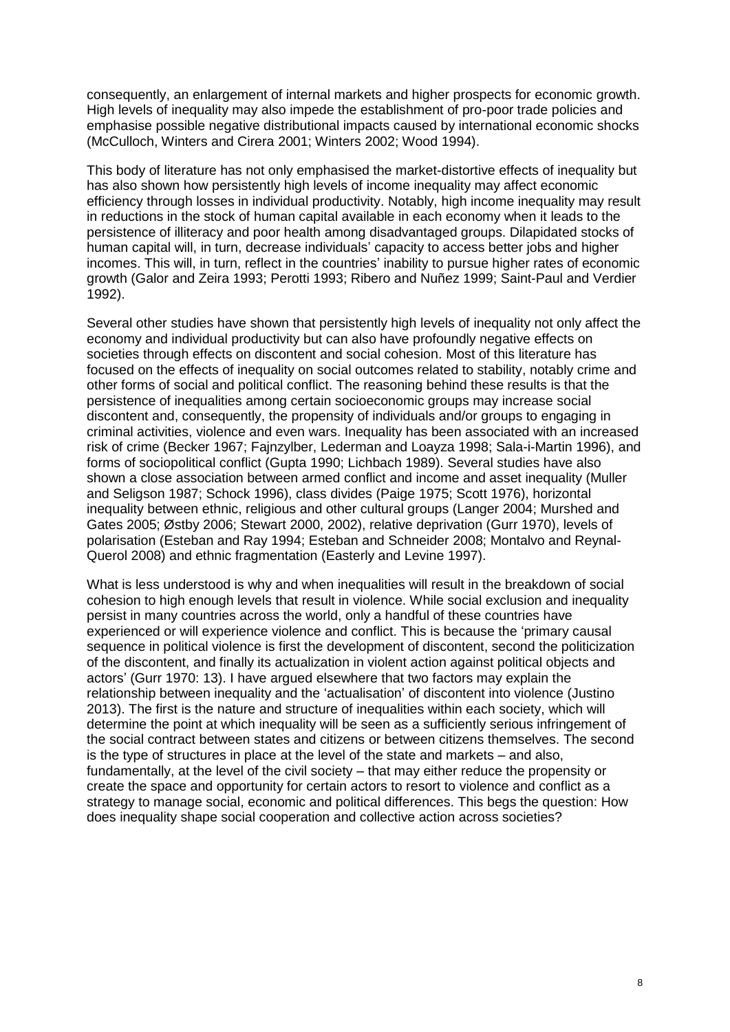consequently, an enlargement of internal markets and higher prospects for economic growth. High levels of inequality may also impede the establishment of pro-poor trade policies and emphasise possible negative distributional impacts caused by international economic shocks (McCulloch, Winters and Cirera 2001; Winters 2002; Wood 1994).

This body of literature has not only emphasised the market-distortive effects of inequality but has also shown how persistently high levels of income inequality may affect economic efficiency through losses in individual productivity. Notably, high income inequality may result in reductions in the stock of human capital available in each economy when it leads to the persistence of illiteracy and poor health among disadvantaged groups. Dilapidated stocks of human capital will, in turn, decrease individuals' capacity to access better jobs and higher incomes. This will, in turn, reflect in the countries' inability to pursue higher rates of economic growth (Galor and Zeira 1993; Perotti 1993; Ribero and Nuñez 1999; Saint-Paul and Verdier 1992).

Several other studies have shown that persistently high levels of inequality not only affect the economy and individual productivity but can also have profoundly negative effects on societies through effects on discontent and social cohesion. Most of this literature has focused on the effects of inequality on social outcomes related to stability, notably crime and other forms of social and political conflict. The reasoning behind these results is that the persistence of inequalities among certain socioeconomic groups may increase social discontent and, consequently, the propensity of individuals and/or groups to engaging in criminal activities, violence and even wars. Inequality has been associated with an increased risk of crime (Becker 1967; Fajnzylber, Lederman and Loayza 1998; Sala-i-Martin 1996), and forms of sociopolitical conflict (Gupta 1990; Lichbach 1989). Several studies have also shown a close association between armed conflict and income and asset inequality (Muller and Seligson 1987; Schock 1996), class divides (Paige 1975; Scott 1976), horizontal inequality between ethnic, religious and other cultural groups (Langer 2004; Murshed and Gates 2005; Østby 2006; Stewart 2000, 2002), relative deprivation (Gurr 1970), levels of polarisation (Esteban and Ray 1994; Esteban and Schneider 2008; Montalvo and Reynal-Querol 2008) and ethnic fragmentation (Easterly and Levine 1997).

What is less understood is why and when inequalities will result in the breakdown of social cohesion to high enough levels that result in violence. While social exclusion and inequality persist in many countries across the world, only a handful of these countries have experienced or will experience violence and conflict. This is because the 'primary causal sequence in political violence is first the development of discontent, second the politicization of the discontent, and finally its actualization in violent action against political objects and actors' (Gurr 1970: 13). I have argued elsewhere that two factors may explain the relationship between inequality and the 'actualisation' of discontent into violence (Justino 2013). The first is the nature and structure of inequalities within each society, which will determine the point at which inequality will be seen as a sufficiently serious infringement of the social contract between states and citizens or between citizens themselves. The second is the type of structures in place at the level of the state and markets – and also, fundamentally, at the level of the civil society – that may either reduce the propensity or create the space and opportunity for certain actors to resort to violence and conflict as a strategy to manage social, economic and political differences. This begs the question: How does inequality shape social cooperation and collective action across societies?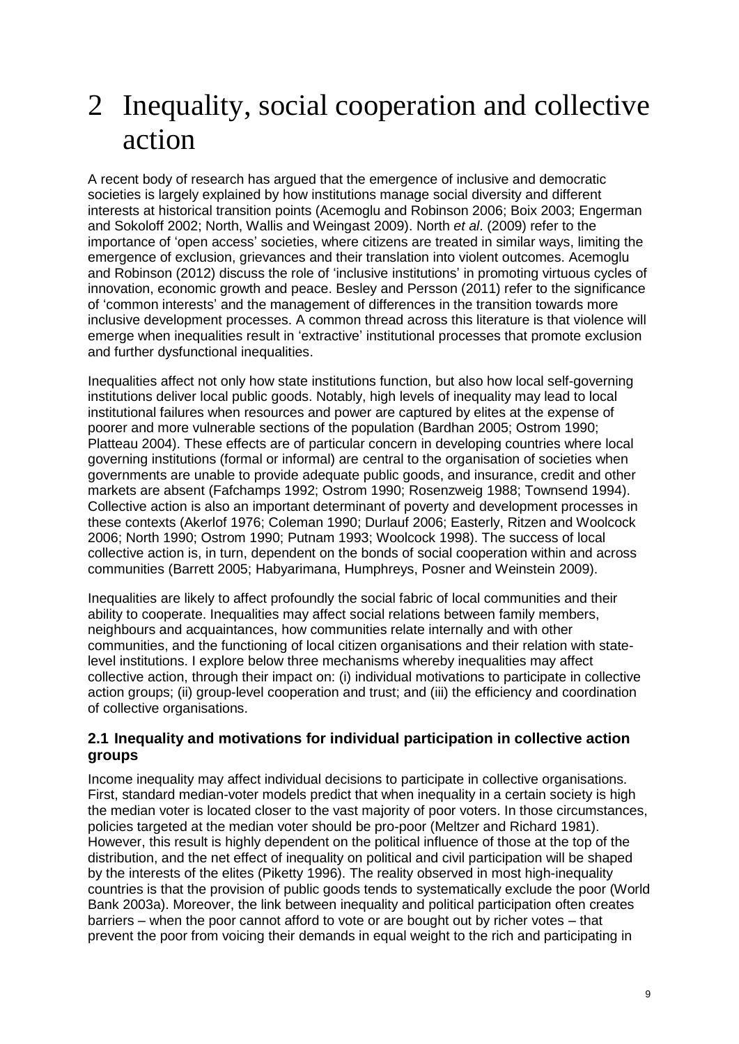# 2 Inequality, social cooperation and collective action

A recent body of research has argued that the emergence of inclusive and democratic societies is largely explained by how institutions manage social diversity and different interests at historical transition points (Acemoglu and Robinson 2006; Boix 2003; Engerman and Sokoloff 2002; North, Wallis and Weingast 2009). North *et al*. (2009) refer to the importance of 'open access' societies, where citizens are treated in similar ways, limiting the emergence of exclusion, grievances and their translation into violent outcomes. Acemoglu and Robinson (2012) discuss the role of 'inclusive institutions' in promoting virtuous cycles of innovation, economic growth and peace. Besley and Persson (2011) refer to the significance of 'common interests' and the management of differences in the transition towards more inclusive development processes. A common thread across this literature is that violence will emerge when inequalities result in 'extractive' institutional processes that promote exclusion and further dysfunctional inequalities.

Inequalities affect not only how state institutions function, but also how local self-governing institutions deliver local public goods. Notably, high levels of inequality may lead to local institutional failures when resources and power are captured by elites at the expense of poorer and more vulnerable sections of the population (Bardhan 2005; Ostrom 1990; Platteau 2004). These effects are of particular concern in developing countries where local governing institutions (formal or informal) are central to the organisation of societies when governments are unable to provide adequate public goods, and insurance, credit and other markets are absent (Fafchamps 1992; Ostrom 1990; Rosenzweig 1988; Townsend 1994). Collective action is also an important determinant of poverty and development processes in these contexts (Akerlof 1976; Coleman 1990; Durlauf 2006; Easterly, Ritzen and Woolcock 2006; North 1990; Ostrom 1990; Putnam 1993; Woolcock 1998). The success of local collective action is, in turn, dependent on the bonds of social cooperation within and across communities (Barrett 2005; Habyarimana, Humphreys, Posner and Weinstein 2009).

Inequalities are likely to affect profoundly the social fabric of local communities and their ability to cooperate. Inequalities may affect social relations between family members, neighbours and acquaintances, how communities relate internally and with other communities, and the functioning of local citizen organisations and their relation with state-level institutions. I explore below three mechanisms whereby inequalities may affect collective action, through their impact on: (i) individual motivations to participate in collective action groups; (ii) group-level cooperation and trust; and (iii) the efficiency and coordination of collective organisations.

## 2.1 Inequality and motivations for individual participation in collective action groups

Income inequality may affect individual decisions to participate in collective organisations. First, standard median-voter models predict that when inequality in a certain society is high the median voter is located closer to the vast majority of poor voters. In those circumstances, policies targeted at the median voter should be pro-poor (Meltzer and Richard 1981). However, this result is highly dependent on the political influence of those at the top of the distribution, and the net effect of inequality on political and civil participation will be shaped by the interests of the elites (Piketty 1996). The reality observed in most high-inequality countries is that the provision of public goods tends to systematically exclude the poor (World Bank 2003a). Moreover, the link between inequality and political participation often creates barriers – when the poor cannot afford to vote or are bought out by richer votes – that prevent the poor from voicing their demands in equal weight to the rich and participating in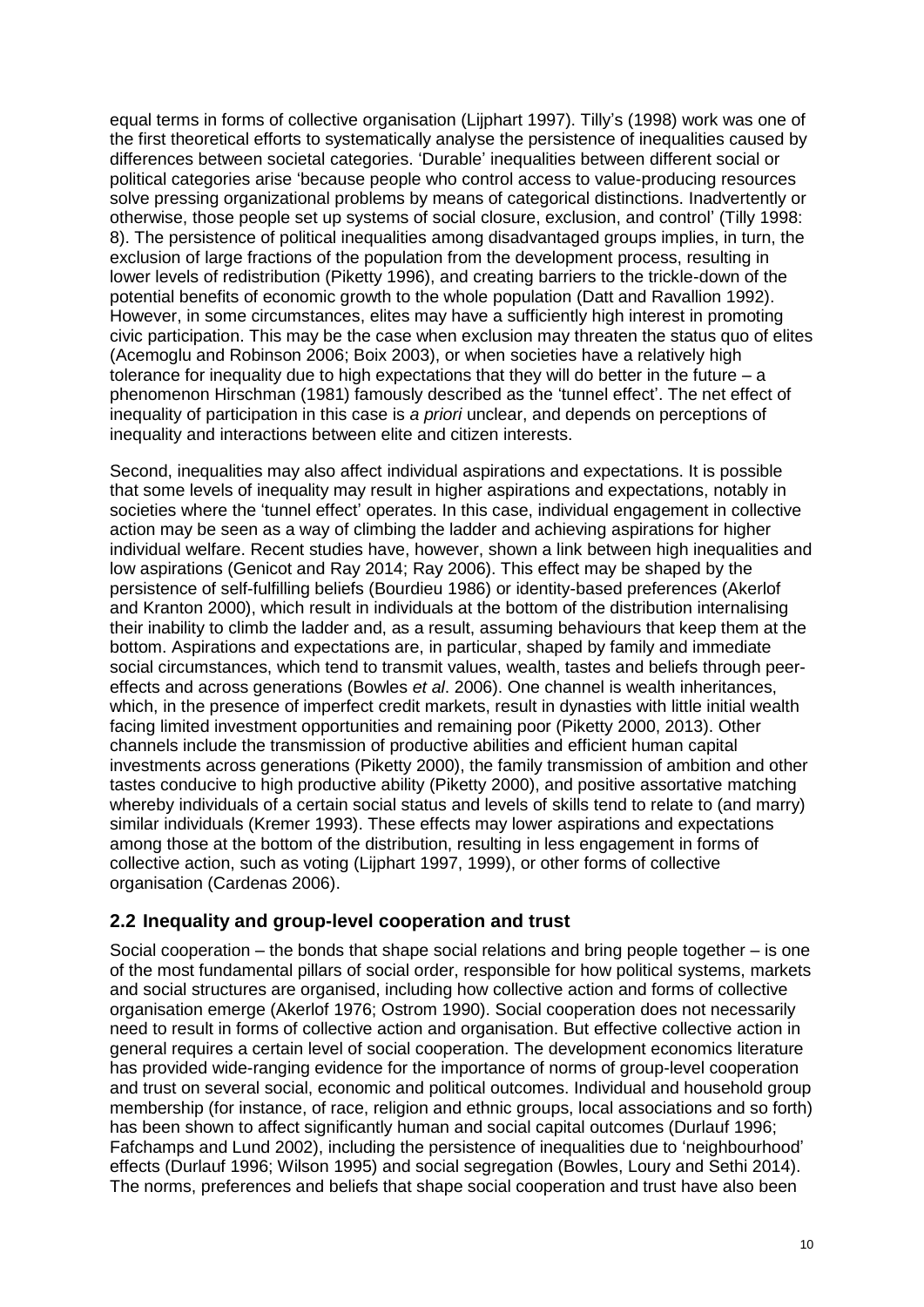equal terms in forms of collective organisation (Lijphart 1997). Tilly's (1998) work was one of the first theoretical efforts to systematically analyse the persistence of inequalities caused by differences between societal categories. 'Durable' inequalities between different social or political categories arise 'because people who control access to value-producing resources solve pressing organizational problems by means of categorical distinctions. Inadvertently or otherwise, those people set up systems of social closure, exclusion, and control' (Tilly 1998: 8). The persistence of political inequalities among disadvantaged groups implies, in turn, the exclusion of large fractions of the population from the development process, resulting in lower levels of redistribution (Piketty 1996), and creating barriers to the trickle-down of the potential benefits of economic growth to the whole population (Datt and Ravallion 1992). However, in some circumstances, elites may have a sufficiently high interest in promoting civic participation. This may be the case when exclusion may threaten the status quo of elites (Acemoglu and Robinson 2006; Boix 2003), or when societies have a relatively high tolerance for inequality due to high expectations that they will do better in the future – a phenomenon Hirschman (1981) famously described as the 'tunnel effect'. The net effect of inequality of participation in this case is *a priori* unclear, and depends on perceptions of inequality and interactions between elite and citizen interests.

Second, inequalities may also affect individual aspirations and expectations. It is possible that some levels of inequality may result in higher aspirations and expectations, notably in societies where the 'tunnel effect' operates. In this case, individual engagement in collective action may be seen as a way of climbing the ladder and achieving aspirations for higher individual welfare. Recent studies have, however, shown a link between high inequalities and low aspirations (Genicot and Ray 2014; Ray 2006). This effect may be shaped by the persistence of self-fulfilling beliefs (Bourdieu 1986) or identity-based preferences (Akerlof and Kranton 2000), which result in individuals at the bottom of the distribution internalising their inability to climb the ladder and, as a result, assuming behaviours that keep them at the bottom. Aspirations and expectations are, in particular, shaped by family and immediate social circumstances, which tend to transmit values, wealth, tastes and beliefs through peer-effects and across generations (Bowles *et al*. 2006). One channel is wealth inheritances, which, in the presence of imperfect credit markets, result in dynasties with little initial wealth facing limited investment opportunities and remaining poor (Piketty 2000, 2013). Other channels include the transmission of productive abilities and efficient human capital investments across generations (Piketty 2000), the family transmission of ambition and other tastes conducive to high productive ability (Piketty 2000), and positive assortative matching whereby individuals of a certain social status and levels of skills tend to relate to (and marry) similar individuals (Kremer 1993). These effects may lower aspirations and expectations among those at the bottom of the distribution, resulting in less engagement in forms of collective action, such as voting (Lijphart 1997, 1999), or other forms of collective organisation (Cardenas 2006).

## 2.2 Inequality and group-level cooperation and trust

Social cooperation – the bonds that shape social relations and bring people together – is one of the most fundamental pillars of social order, responsible for how political systems, markets and social structures are organised, including how collective action and forms of collective organisation emerge (Akerlof 1976; Ostrom 1990). Social cooperation does not necessarily need to result in forms of collective action and organisation. But effective collective action in general requires a certain level of social cooperation. The development economics literature has provided wide-ranging evidence for the importance of norms of group-level cooperation and trust on several social, economic and political outcomes. Individual and household group membership (for instance, of race, religion and ethnic groups, local associations and so forth) has been shown to affect significantly human and social capital outcomes (Durlauf 1996; Fafchamps and Lund 2002), including the persistence of inequalities due to 'neighbourhood' effects (Durlauf 1996; Wilson 1995) and social segregation (Bowles, Loury and Sethi 2014). The norms, preferences and beliefs that shape social cooperation and trust have also been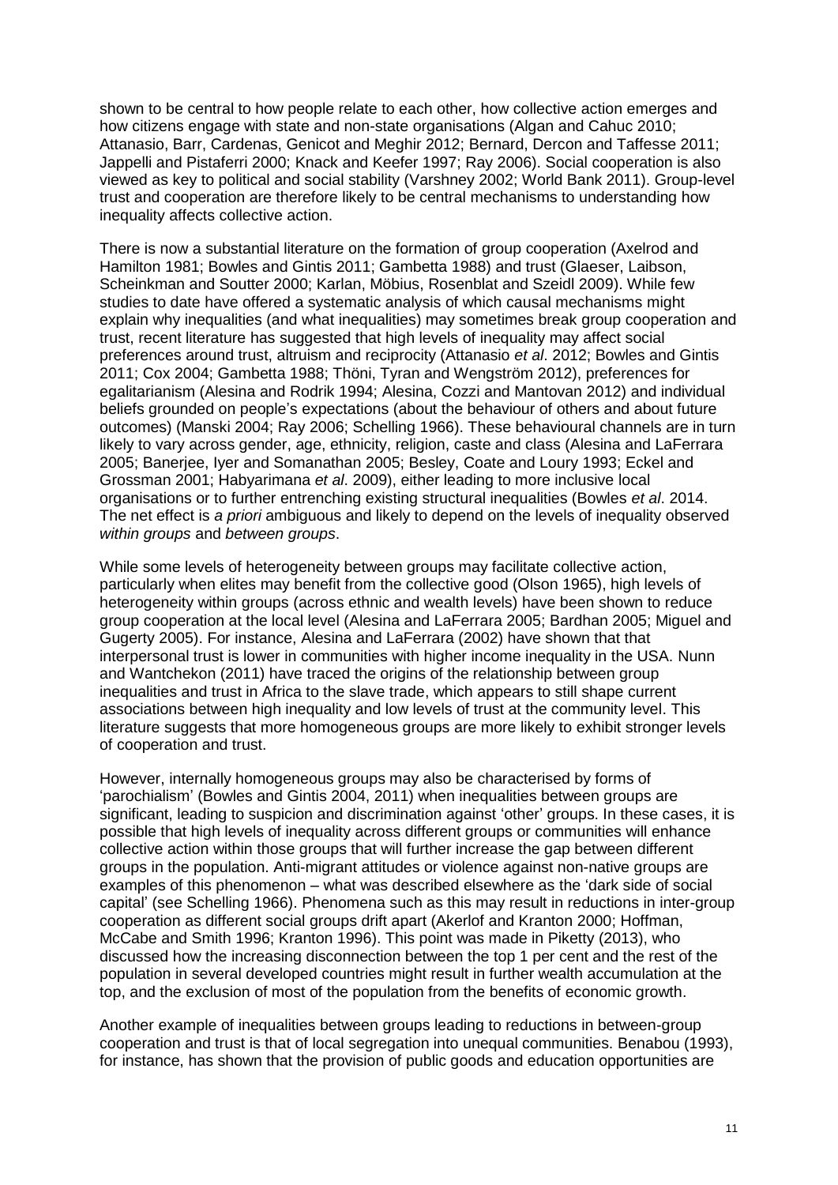shown to be central to how people relate to each other, how collective action emerges and how citizens engage with state and non-state organisations (Algan and Cahuc 2010; Attanasio, Barr, Cardenas, Genicot and Meghir 2012; Bernard, Dercon and Taffesse 2011; Jappelli and Pistaferri 2000; Knack and Keefer 1997; Ray 2006). Social cooperation is also viewed as key to political and social stability (Varshney 2002; World Bank 2011). Group-level trust and cooperation are therefore likely to be central mechanisms to understanding how inequality affects collective action.

There is now a substantial literature on the formation of group cooperation (Axelrod and Hamilton 1981; Bowles and Gintis 2011; Gambetta 1988) and trust (Glaeser, Laibson, Scheinkman and Soutter 2000; Karlan, Möbius, Rosenblat and Szeidl 2009). While few studies to date have offered a systematic analysis of which causal mechanisms might explain why inequalities (and what inequalities) may sometimes break group cooperation and trust, recent literature has suggested that high levels of inequality may affect social preferences around trust, altruism and reciprocity (Attanasio *et al*. 2012; Bowles and Gintis 2011; Cox 2004; Gambetta 1988; Thöni, Tyran and Wengström 2012), preferences for egalitarianism (Alesina and Rodrik 1994; Alesina, Cozzi and Mantovan 2012) and individual beliefs grounded on people's expectations (about the behaviour of others and about future outcomes) (Manski 2004; Ray 2006; Schelling 1966). These behavioural channels are in turn likely to vary across gender, age, ethnicity, religion, caste and class (Alesina and LaFerrara 2005; Banerjee, Iyer and Somanathan 2005; Besley, Coate and Loury 1993; Eckel and Grossman 2001; Habyarimana *et al*. 2009), either leading to more inclusive local organisations or to further entrenching existing structural inequalities (Bowles *et al*. 2014. The net effect is *a priori* ambiguous and likely to depend on the levels of inequality observed *within groups* and *between groups*.

While some levels of heterogeneity between groups may facilitate collective action, particularly when elites may benefit from the collective good (Olson 1965), high levels of heterogeneity within groups (across ethnic and wealth levels) have been shown to reduce group cooperation at the local level (Alesina and LaFerrara 2005; Bardhan 2005; Miguel and Gugerty 2005). For instance, Alesina and LaFerrara (2002) have shown that that interpersonal trust is lower in communities with higher income inequality in the USA. Nunn and Wantchekon (2011) have traced the origins of the relationship between group inequalities and trust in Africa to the slave trade, which appears to still shape current associations between high inequality and low levels of trust at the community level. This literature suggests that more homogeneous groups are more likely to exhibit stronger levels of cooperation and trust.

However, internally homogeneous groups may also be characterised by forms of 'parochialism' (Bowles and Gintis 2004, 2011) when inequalities between groups are significant, leading to suspicion and discrimination against 'other' groups. In these cases, it is possible that high levels of inequality across different groups or communities will enhance collective action within those groups that will further increase the gap between different groups in the population. Anti-migrant attitudes or violence against non-native groups are examples of this phenomenon – what was described elsewhere as the 'dark side of social capital' (see Schelling 1966). Phenomena such as this may result in reductions in inter-group cooperation as different social groups drift apart (Akerlof and Kranton 2000; Hoffman, McCabe and Smith 1996; Kranton 1996). This point was made in Piketty (2013), who discussed how the increasing disconnection between the top 1 per cent and the rest of the population in several developed countries might result in further wealth accumulation at the top, and the exclusion of most of the population from the benefits of economic growth.

Another example of inequalities between groups leading to reductions in between-group cooperation and trust is that of local segregation into unequal communities. Benabou (1993), for instance, has shown that the provision of public goods and education opportunities are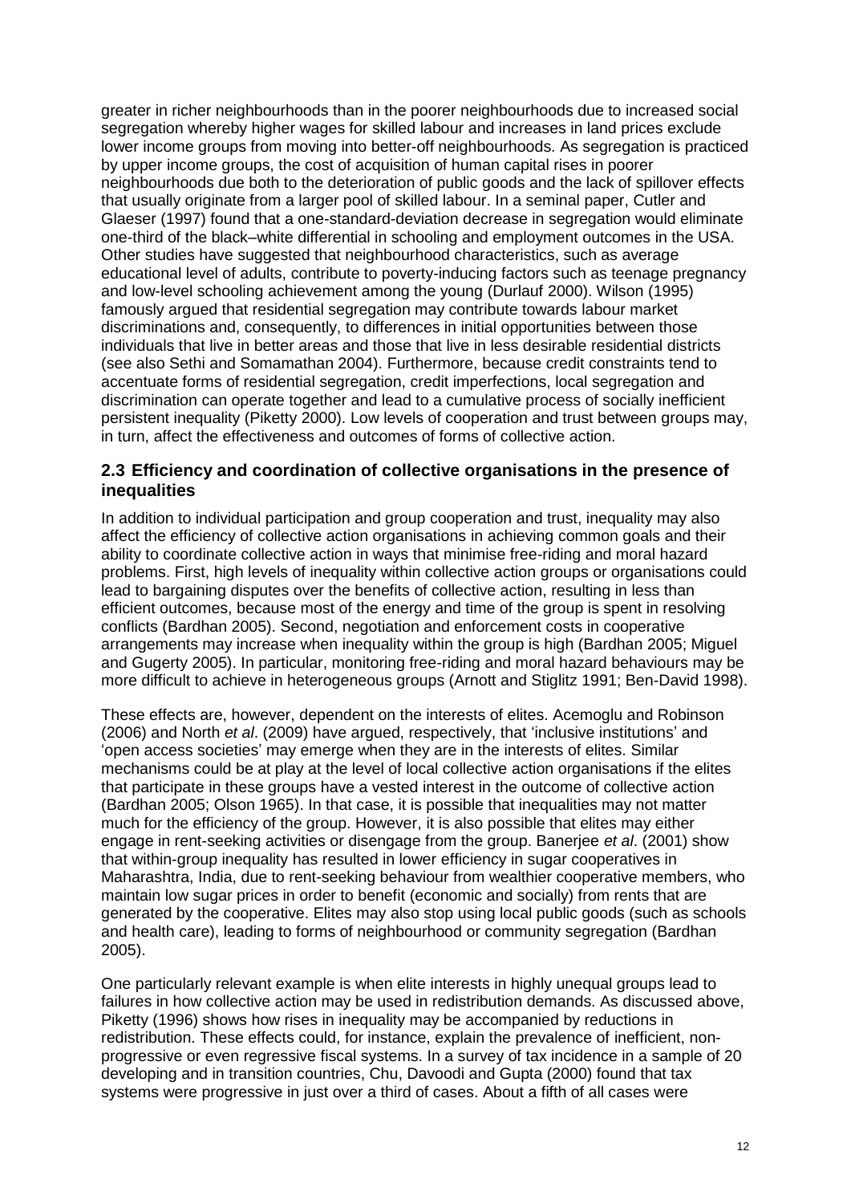greater in richer neighbourhoods than in the poorer neighbourhoods due to increased social segregation whereby higher wages for skilled labour and increases in land prices exclude lower income groups from moving into better-off neighbourhoods. As segregation is practiced by upper income groups, the cost of acquisition of human capital rises in poorer neighbourhoods due both to the deterioration of public goods and the lack of spillover effects that usually originate from a larger pool of skilled labour. In a seminal paper, Cutler and Glaeser (1997) found that a one-standard-deviation decrease in segregation would eliminate one-third of the black–white differential in schooling and employment outcomes in the USA. Other studies have suggested that neighbourhood characteristics, such as average educational level of adults, contribute to poverty-inducing factors such as teenage pregnancy and low-level schooling achievement among the young (Durlauf 2000). Wilson (1995) famously argued that residential segregation may contribute towards labour market discriminations and, consequently, to differences in initial opportunities between those individuals that live in better areas and those that live in less desirable residential districts (see also Sethi and Somamathan 2004). Furthermore, because credit constraints tend to accentuate forms of residential segregation, credit imperfections, local segregation and discrimination can operate together and lead to a cumulative process of socially inefficient persistent inequality (Piketty 2000). Low levels of cooperation and trust between groups may, in turn, affect the effectiveness and outcomes of forms of collective action.

## 2.3 Efficiency and coordination of collective organisations in the presence of inequalities

In addition to individual participation and group cooperation and trust, inequality may also affect the efficiency of collective action organisations in achieving common goals and their ability to coordinate collective action in ways that minimise free-riding and moral hazard problems. First, high levels of inequality within collective action groups or organisations could lead to bargaining disputes over the benefits of collective action, resulting in less than efficient outcomes, because most of the energy and time of the group is spent in resolving conflicts (Bardhan 2005). Second, negotiation and enforcement costs in cooperative arrangements may increase when inequality within the group is high (Bardhan 2005; Miguel and Gugerty 2005). In particular, monitoring free-riding and moral hazard behaviours may be more difficult to achieve in heterogeneous groups (Arnott and Stiglitz 1991; Ben-David 1998).

These effects are, however, dependent on the interests of elites. Acemoglu and Robinson (2006) and North *et al*. (2009) have argued, respectively, that 'inclusive institutions' and 'open access societies' may emerge when they are in the interests of elites. Similar mechanisms could be at play at the level of local collective action organisations if the elites that participate in these groups have a vested interest in the outcome of collective action (Bardhan 2005; Olson 1965). In that case, it is possible that inequalities may not matter much for the efficiency of the group. However, it is also possible that elites may either engage in rent-seeking activities or disengage from the group. Banerjee *et al*. (2001) show that within-group inequality has resulted in lower efficiency in sugar cooperatives in Maharashtra, India, due to rent-seeking behaviour from wealthier cooperative members, who maintain low sugar prices in order to benefit (economic and socially) from rents that are generated by the cooperative. Elites may also stop using local public goods (such as schools and health care), leading to forms of neighbourhood or community segregation (Bardhan 2005).

One particularly relevant example is when elite interests in highly unequal groups lead to failures in how collective action may be used in redistribution demands. As discussed above, Piketty (1996) shows how rises in inequality may be accompanied by reductions in redistribution. These effects could, for instance, explain the prevalence of inefficient, non-progressive or even regressive fiscal systems. In a survey of tax incidence in a sample of 20 developing and in transition countries, Chu, Davoodi and Gupta (2000) found that tax systems were progressive in just over a third of cases. About a fifth of all cases were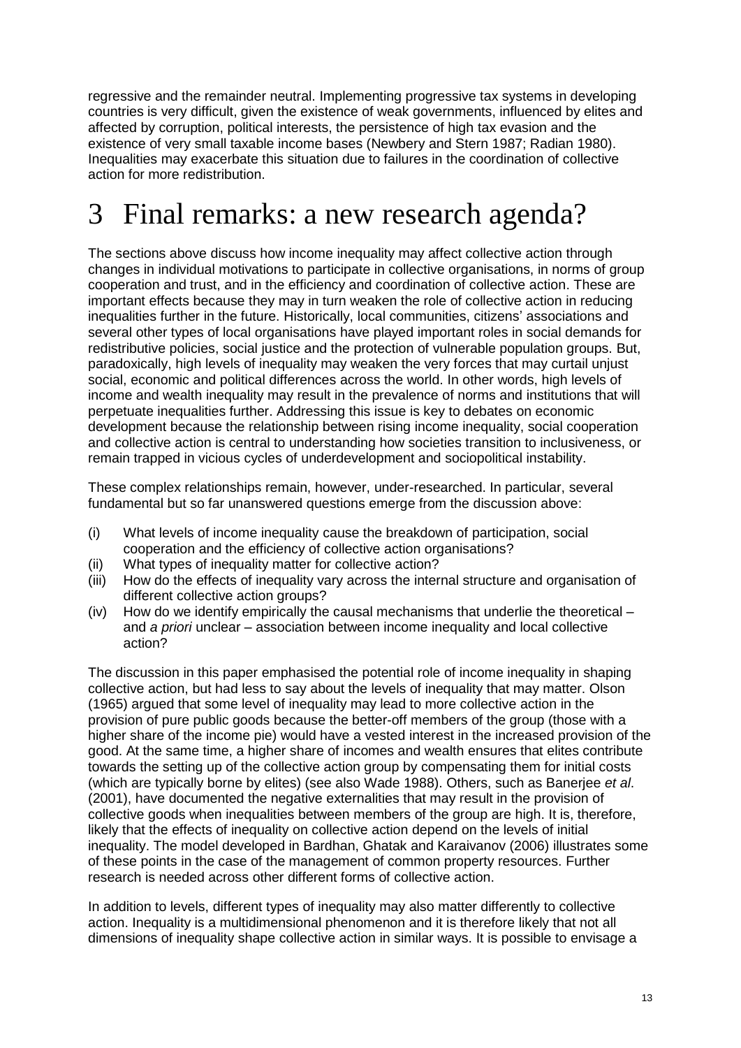regressive and the remainder neutral. Implementing progressive tax systems in developing countries is very difficult, given the existence of weak governments, influenced by elites and affected by corruption, political interests, the persistence of high tax evasion and the existence of very small taxable income bases (Newbery and Stern 1987; Radian 1980). Inequalities may exacerbate this situation due to failures in the coordination of collective action for more redistribution.

# 3 Final remarks: a new research agenda?

The sections above discuss how income inequality may affect collective action through changes in individual motivations to participate in collective organisations, in norms of group cooperation and trust, and in the efficiency and coordination of collective action. These are important effects because they may in turn weaken the role of collective action in reducing inequalities further in the future. Historically, local communities, citizens' associations and several other types of local organisations have played important roles in social demands for redistributive policies, social justice and the protection of vulnerable population groups. But, paradoxically, high levels of inequality may weaken the very forces that may curtail unjust social, economic and political differences across the world. In other words, high levels of income and wealth inequality may result in the prevalence of norms and institutions that will perpetuate inequalities further. Addressing this issue is key to debates on economic development because the relationship between rising income inequality, social cooperation and collective action is central to understanding how societies transition to inclusiveness, or remain trapped in vicious cycles of underdevelopment and sociopolitical instability.

These complex relationships remain, however, under-researched. In particular, several fundamental but so far unanswered questions emerge from the discussion above:

(i) What levels of income inequality cause the breakdown of participation, social cooperation and the efficiency of collective action organisations?
(ii) What types of inequality matter for collective action?
(iii) How do the effects of inequality vary across the internal structure and organisation of different collective action groups?
(iv) How do we identify empirically the causal mechanisms that underlie the theoretical – and *a priori* unclear – association between income inequality and local collective action?

The discussion in this paper emphasised the potential role of income inequality in shaping collective action, but had less to say about the levels of inequality that may matter. Olson (1965) argued that some level of inequality may lead to more collective action in the provision of pure public goods because the better-off members of the group (those with a higher share of the income pie) would have a vested interest in the increased provision of the good. At the same time, a higher share of incomes and wealth ensures that elites contribute towards the setting up of the collective action group by compensating them for initial costs (which are typically borne by elites) (see also Wade 1988). Others, such as Banerjee *et al*. (2001), have documented the negative externalities that may result in the provision of collective goods when inequalities between members of the group are high. It is, therefore, likely that the effects of inequality on collective action depend on the levels of initial inequality. The model developed in Bardhan, Ghatak and Karaivanov (2006) illustrates some of these points in the case of the management of common property resources. Further research is needed across other different forms of collective action.

In addition to levels, different types of inequality may also matter differently to collective action. Inequality is a multidimensional phenomenon and it is therefore likely that not all dimensions of inequality shape collective action in similar ways. It is possible to envisage a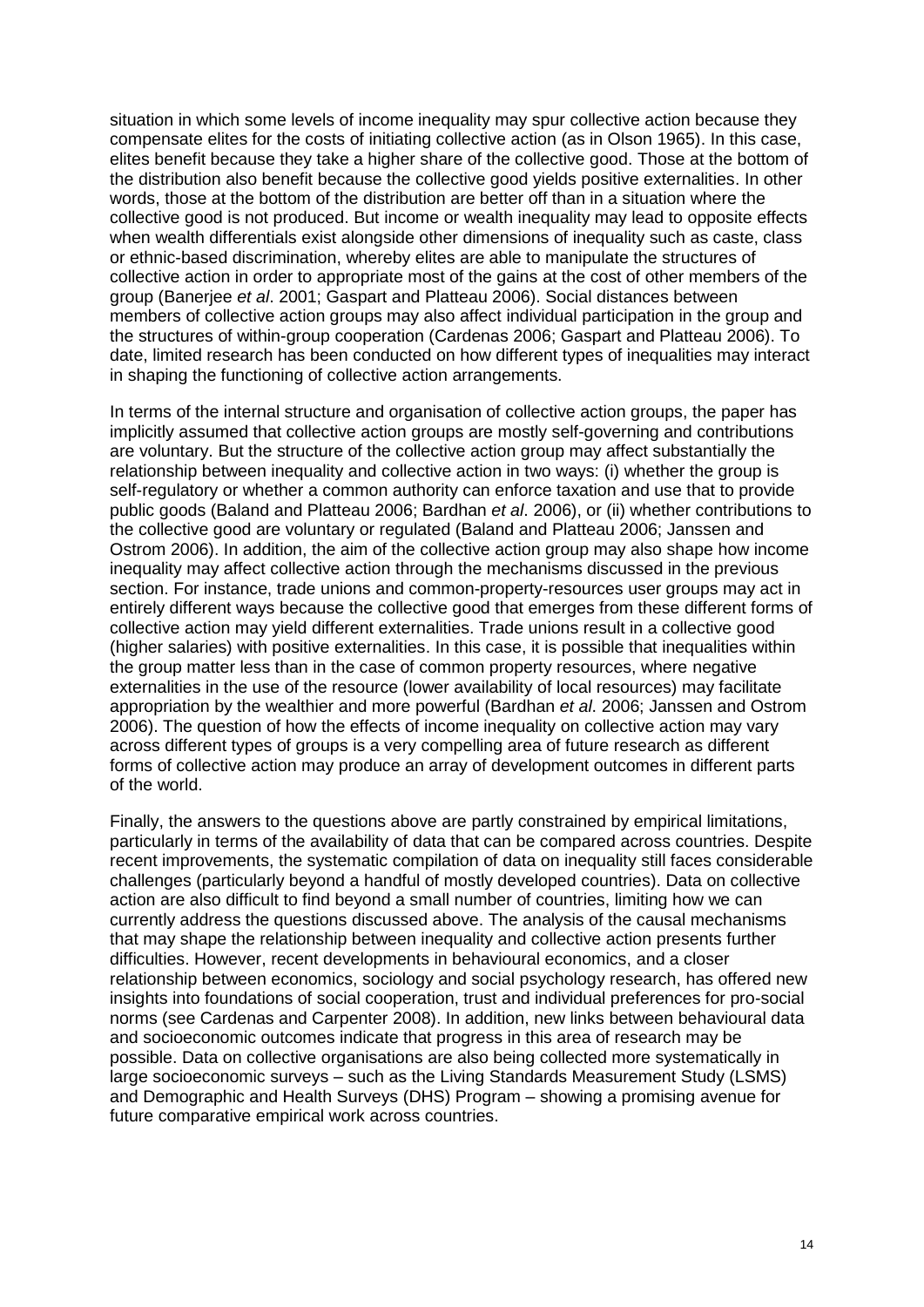situation in which some levels of income inequality may spur collective action because they compensate elites for the costs of initiating collective action (as in Olson 1965). In this case, elites benefit because they take a higher share of the collective good. Those at the bottom of the distribution also benefit because the collective good yields positive externalities. In other words, those at the bottom of the distribution are better off than in a situation where the collective good is not produced. But income or wealth inequality may lead to opposite effects when wealth differentials exist alongside other dimensions of inequality such as caste, class or ethnic-based discrimination, whereby elites are able to manipulate the structures of collective action in order to appropriate most of the gains at the cost of other members of the group (Banerjee *et al*. 2001; Gaspart and Platteau 2006). Social distances between members of collective action groups may also affect individual participation in the group and the structures of within-group cooperation (Cardenas 2006; Gaspart and Platteau 2006). To date, limited research has been conducted on how different types of inequalities may interact in shaping the functioning of collective action arrangements.

In terms of the internal structure and organisation of collective action groups, the paper has implicitly assumed that collective action groups are mostly self-governing and contributions are voluntary. But the structure of the collective action group may affect substantially the relationship between inequality and collective action in two ways: (i) whether the group is self-regulatory or whether a common authority can enforce taxation and use that to provide public goods (Baland and Platteau 2006; Bardhan *et al*. 2006), or (ii) whether contributions to the collective good are voluntary or regulated (Baland and Platteau 2006; Janssen and Ostrom 2006). In addition, the aim of the collective action group may also shape how income inequality may affect collective action through the mechanisms discussed in the previous section. For instance, trade unions and common-property-resources user groups may act in entirely different ways because the collective good that emerges from these different forms of collective action may yield different externalities. Trade unions result in a collective good (higher salaries) with positive externalities. In this case, it is possible that inequalities within the group matter less than in the case of common property resources, where negative externalities in the use of the resource (lower availability of local resources) may facilitate appropriation by the wealthier and more powerful (Bardhan *et al*. 2006; Janssen and Ostrom 2006). The question of how the effects of income inequality on collective action may vary across different types of groups is a very compelling area of future research as different forms of collective action may produce an array of development outcomes in different parts of the world.

Finally, the answers to the questions above are partly constrained by empirical limitations, particularly in terms of the availability of data that can be compared across countries. Despite recent improvements, the systematic compilation of data on inequality still faces considerable challenges (particularly beyond a handful of mostly developed countries). Data on collective action are also difficult to find beyond a small number of countries, limiting how we can currently address the questions discussed above. The analysis of the causal mechanisms that may shape the relationship between inequality and collective action presents further difficulties. However, recent developments in behavioural economics, and a closer relationship between economics, sociology and social psychology research, has offered new insights into foundations of social cooperation, trust and individual preferences for pro-social norms (see Cardenas and Carpenter 2008). In addition, new links between behavioural data and socioeconomic outcomes indicate that progress in this area of research may be possible. Data on collective organisations are also being collected more systematically in large socioeconomic surveys – such as the Living Standards Measurement Study (LSMS) and Demographic and Health Surveys (DHS) Program – showing a promising avenue for future comparative empirical work across countries.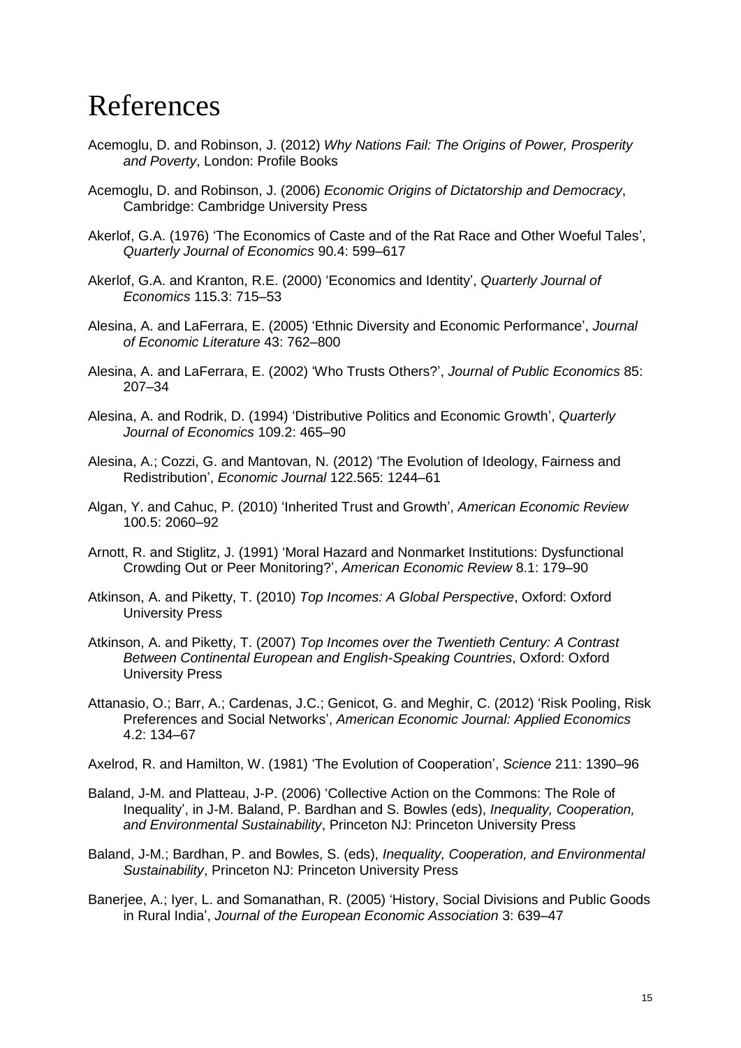# References

Acemoglu, D. and Robinson, J. (2012) *Why Nations Fail: The Origins of Power, Prosperity and Poverty*, London: Profile Books

Acemoglu, D. and Robinson, J. (2006) *Economic Origins of Dictatorship and Democracy*, Cambridge: Cambridge University Press

Akerlof, G.A. (1976) 'The Economics of Caste and of the Rat Race and Other Woeful Tales', *Quarterly Journal of Economics* 90.4: 599–617

Akerlof, G.A. and Kranton, R.E. (2000) 'Economics and Identity', *Quarterly Journal of Economics* 115.3: 715–53

Alesina, A. and LaFerrara, E. (2005) 'Ethnic Diversity and Economic Performance', *Journal of Economic Literature* 43: 762–800

Alesina, A. and LaFerrara, E. (2002) 'Who Trusts Others?', *Journal of Public Economics* 85: 207–34

Alesina, A. and Rodrik, D. (1994) 'Distributive Politics and Economic Growth', *Quarterly Journal of Economics* 109.2: 465–90

Alesina, A.; Cozzi, G. and Mantovan, N. (2012) 'The Evolution of Ideology, Fairness and Redistribution', *Economic Journal* 122.565: 1244–61

Algan, Y. and Cahuc, P. (2010) 'Inherited Trust and Growth', *American Economic Review* 100.5: 2060–92

Arnott, R. and Stiglitz, J. (1991) 'Moral Hazard and Nonmarket Institutions: Dysfunctional Crowding Out or Peer Monitoring?', *American Economic Review* 8.1: 179–90

Atkinson, A. and Piketty, T. (2010) *Top Incomes: A Global Perspective*, Oxford: Oxford University Press

Atkinson, A. and Piketty, T. (2007) *Top Incomes over the Twentieth Century: A Contrast Between Continental European and English-Speaking Countries*, Oxford: Oxford University Press

Attanasio, O.; Barr, A.; Cardenas, J.C.; Genicot, G. and Meghir, C. (2012) 'Risk Pooling, Risk Preferences and Social Networks', *American Economic Journal: Applied Economics* 4.2: 134–67

Axelrod, R. and Hamilton, W. (1981) 'The Evolution of Cooperation', *Science* 211: 1390–96

Baland, J-M. and Platteau, J-P. (2006) 'Collective Action on the Commons: The Role of Inequality', in J-M. Baland, P. Bardhan and S. Bowles (eds), *Inequality, Cooperation, and Environmental Sustainability*, Princeton NJ: Princeton University Press

Baland, J-M.; Bardhan, P. and Bowles, S. (eds), *Inequality, Cooperation, and Environmental Sustainability*, Princeton NJ: Princeton University Press

Banerjee, A.; Iyer, L. and Somanathan, R. (2005) 'History, Social Divisions and Public Goods in Rural India', *Journal of the European Economic Association* 3: 639–47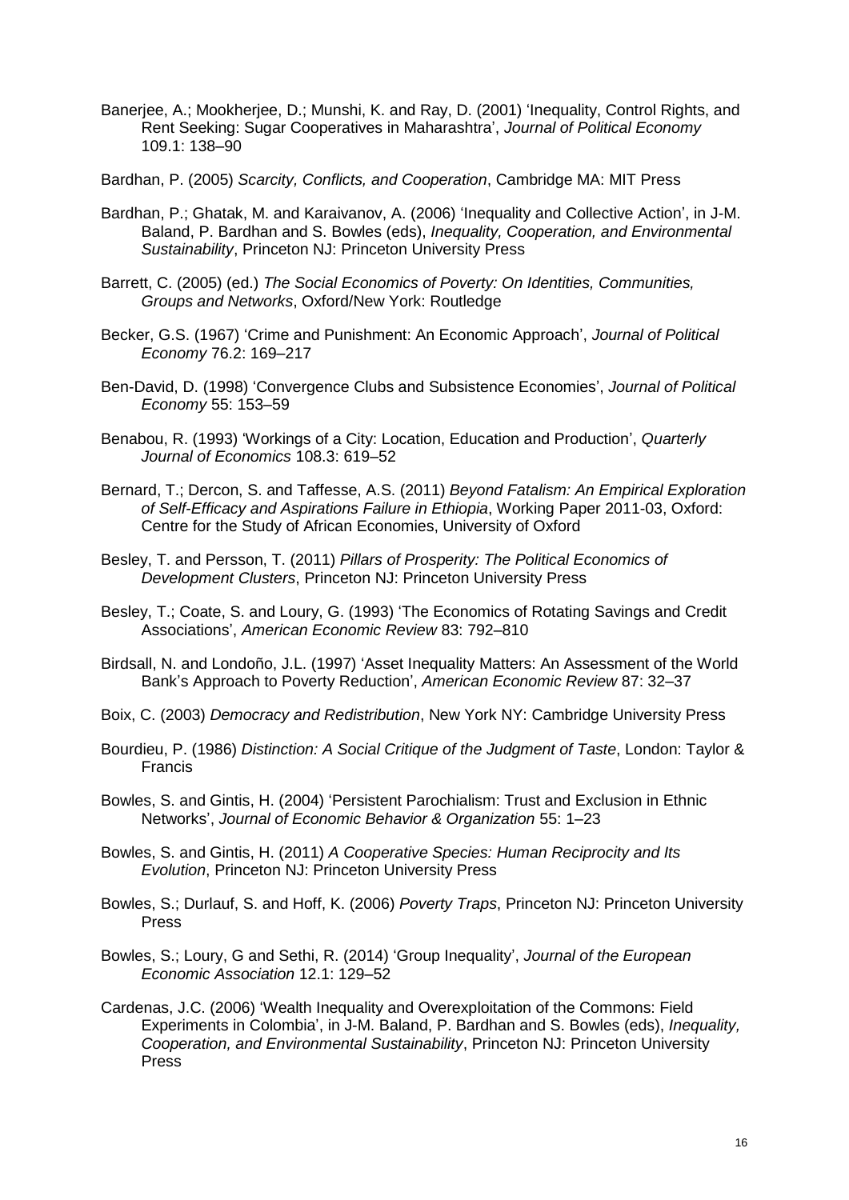Banerjee, A.; Mookherjee, D.; Munshi, K. and Ray, D. (2001) 'Inequality, Control Rights, and Rent Seeking: Sugar Cooperatives in Maharashtra', *Journal of Political Economy* 109.1: 138–90

Bardhan, P. (2005) *Scarcity, Conflicts, and Cooperation*, Cambridge MA: MIT Press

Bardhan, P.; Ghatak, M. and Karaivanov, A. (2006) 'Inequality and Collective Action', in J-M. Baland, P. Bardhan and S. Bowles (eds), *Inequality, Cooperation, and Environmental Sustainability*, Princeton NJ: Princeton University Press

Barrett, C. (2005) (ed.) *The Social Economics of Poverty: On Identities, Communities, Groups and Networks*, Oxford/New York: Routledge

Becker, G.S. (1967) 'Crime and Punishment: An Economic Approach', *Journal of Political Economy* 76.2: 169–217

Ben-David, D. (1998) 'Convergence Clubs and Subsistence Economies', *Journal of Political Economy* 55: 153–59

Benabou, R. (1993) 'Workings of a City: Location, Education and Production', *Quarterly Journal of Economics* 108.3: 619–52

Bernard, T.; Dercon, S. and Taffesse, A.S. (2011) *Beyond Fatalism: An Empirical Exploration of Self-Efficacy and Aspirations Failure in Ethiopia*, Working Paper 2011-03, Oxford: Centre for the Study of African Economies, University of Oxford

Besley, T. and Persson, T. (2011) *Pillars of Prosperity: The Political Economics of Development Clusters*, Princeton NJ: Princeton University Press

Besley, T.; Coate, S. and Loury, G. (1993) 'The Economics of Rotating Savings and Credit Associations', *American Economic Review* 83: 792–810

Birdsall, N. and Londoño, J.L. (1997) 'Asset Inequality Matters: An Assessment of the World Bank's Approach to Poverty Reduction', *American Economic Review* 87: 32–37

Boix, C. (2003) *Democracy and Redistribution*, New York NY: Cambridge University Press

Bourdieu, P. (1986) *Distinction: A Social Critique of the Judgment of Taste*, London: Taylor & Francis

Bowles, S. and Gintis, H. (2004) 'Persistent Parochialism: Trust and Exclusion in Ethnic Networks', *Journal of Economic Behavior & Organization* 55: 1–23

Bowles, S. and Gintis, H. (2011) *A Cooperative Species: Human Reciprocity and Its Evolution*, Princeton NJ: Princeton University Press

Bowles, S.; Durlauf, S. and Hoff, K. (2006) *Poverty Traps*, Princeton NJ: Princeton University Press

Bowles, S.; Loury, G and Sethi, R. (2014) 'Group Inequality', *Journal of the European Economic Association* 12.1: 129–52

Cardenas, J.C. (2006) 'Wealth Inequality and Overexploitation of the Commons: Field Experiments in Colombia', in J-M. Baland, P. Bardhan and S. Bowles (eds), *Inequality, Cooperation, and Environmental Sustainability*, Princeton NJ: Princeton University Press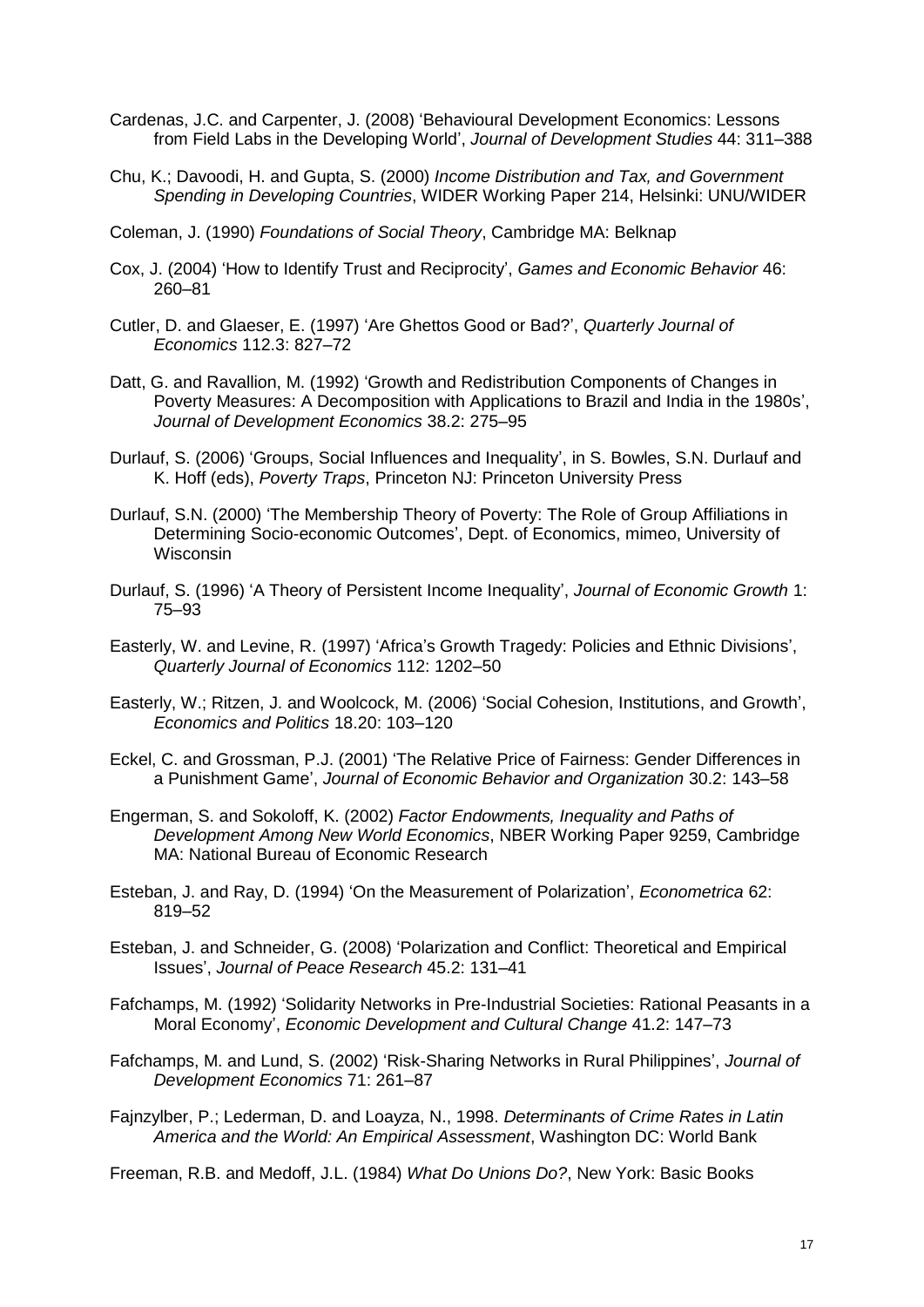Cardenas, J.C. and Carpenter, J. (2008) 'Behavioural Development Economics: Lessons from Field Labs in the Developing World', *Journal of Development Studies* 44: 311–388

Chu, K.; Davoodi, H. and Gupta, S. (2000) *Income Distribution and Tax, and Government Spending in Developing Countries*, WIDER Working Paper 214, Helsinki: UNU/WIDER

Coleman, J. (1990) *Foundations of Social Theory*, Cambridge MA: Belknap

Cox, J. (2004) 'How to Identify Trust and Reciprocity', *Games and Economic Behavior* 46: 260–81

Cutler, D. and Glaeser, E. (1997) 'Are Ghettos Good or Bad?', *Quarterly Journal of Economics* 112.3: 827–72

Datt, G. and Ravallion, M. (1992) 'Growth and Redistribution Components of Changes in Poverty Measures: A Decomposition with Applications to Brazil and India in the 1980s', *Journal of Development Economics* 38.2: 275–95

Durlauf, S. (2006) 'Groups, Social Influences and Inequality', in S. Bowles, S.N. Durlauf and K. Hoff (eds), *Poverty Traps*, Princeton NJ: Princeton University Press

Durlauf, S.N. (2000) 'The Membership Theory of Poverty: The Role of Group Affiliations in Determining Socio-economic Outcomes', Dept. of Economics, mimeo, University of Wisconsin

Durlauf, S. (1996) 'A Theory of Persistent Income Inequality', *Journal of Economic Growth* 1: 75–93

Easterly, W. and Levine, R. (1997) 'Africa's Growth Tragedy: Policies and Ethnic Divisions', *Quarterly Journal of Economics* 112: 1202–50

Easterly, W.; Ritzen, J. and Woolcock, M. (2006) 'Social Cohesion, Institutions, and Growth', *Economics and Politics* 18.20: 103–120

Eckel, C. and Grossman, P.J. (2001) 'The Relative Price of Fairness: Gender Differences in a Punishment Game', *Journal of Economic Behavior and Organization* 30.2: 143–58

Engerman, S. and Sokoloff, K. (2002) *Factor Endowments, Inequality and Paths of Development Among New World Economics*, NBER Working Paper 9259, Cambridge MA: National Bureau of Economic Research

Esteban, J. and Ray, D. (1994) 'On the Measurement of Polarization', *Econometrica* 62: 819–52

Esteban, J. and Schneider, G. (2008) 'Polarization and Conflict: Theoretical and Empirical Issues', *Journal of Peace Research* 45.2: 131–41

Fafchamps, M. (1992) 'Solidarity Networks in Pre-Industrial Societies: Rational Peasants in a Moral Economy', *Economic Development and Cultural Change* 41.2: 147–73

Fafchamps, M. and Lund, S. (2002) 'Risk-Sharing Networks in Rural Philippines', *Journal of Development Economics* 71: 261–87

Fajnzylber, P.; Lederman, D. and Loayza, N., 1998. *Determinants of Crime Rates in Latin America and the World: An Empirical Assessment*, Washington DC: World Bank

Freeman, R.B. and Medoff, J.L. (1984) *What Do Unions Do?*, New York: Basic Books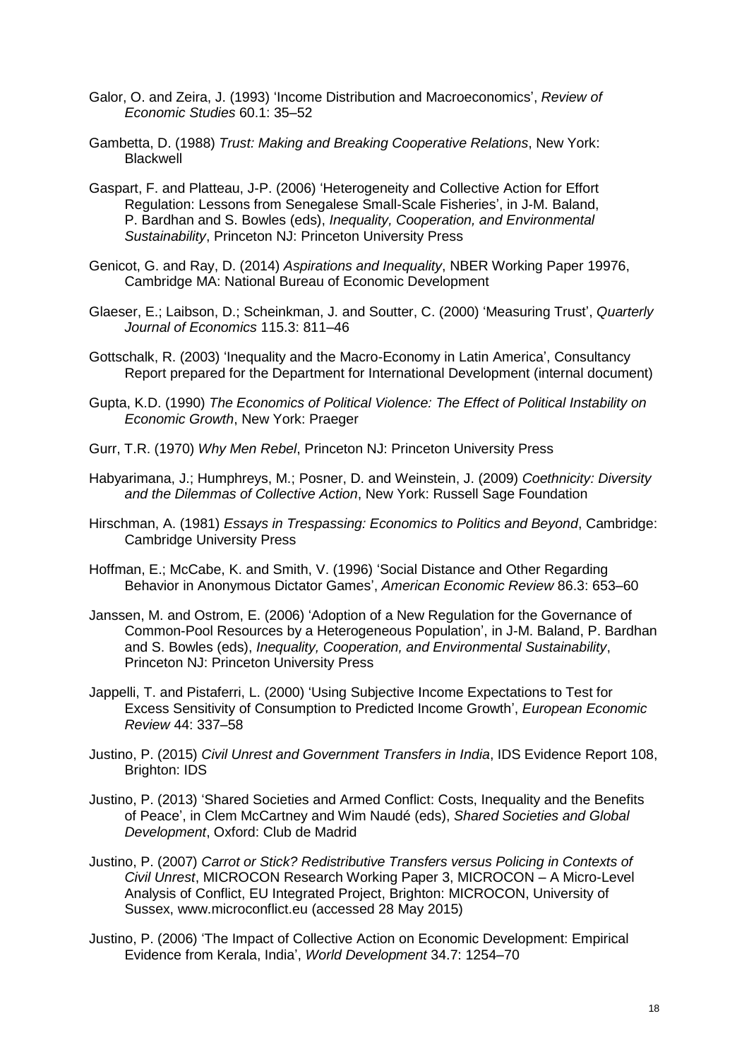Galor, O. and Zeira, J. (1993) 'Income Distribution and Macroeconomics', *Review of Economic Studies* 60.1: 35–52

Gambetta, D. (1988) *Trust: Making and Breaking Cooperative Relations*, New York: Blackwell

Gaspart, F. and Platteau, J-P. (2006) 'Heterogeneity and Collective Action for Effort Regulation: Lessons from Senegalese Small-Scale Fisheries', in J-M. Baland, P. Bardhan and S. Bowles (eds), *Inequality, Cooperation, and Environmental Sustainability*, Princeton NJ: Princeton University Press

Genicot, G. and Ray, D. (2014) *Aspirations and Inequality*, NBER Working Paper 19976, Cambridge MA: National Bureau of Economic Development

Glaeser, E.; Laibson, D.; Scheinkman, J. and Soutter, C. (2000) 'Measuring Trust', *Quarterly Journal of Economics* 115.3: 811–46

Gottschalk, R. (2003) 'Inequality and the Macro-Economy in Latin America', Consultancy Report prepared for the Department for International Development (internal document)

Gupta, K.D. (1990) *The Economics of Political Violence: The Effect of Political Instability on Economic Growth*, New York: Praeger

Gurr, T.R. (1970) *Why Men Rebel*, Princeton NJ: Princeton University Press

Habyarimana, J.; Humphreys, M.; Posner, D. and Weinstein, J. (2009) *Coethnicity: Diversity and the Dilemmas of Collective Action*, New York: Russell Sage Foundation

Hirschman, A. (1981) *Essays in Trespassing: Economics to Politics and Beyond*, Cambridge: Cambridge University Press

Hoffman, E.; McCabe, K. and Smith, V. (1996) 'Social Distance and Other Regarding Behavior in Anonymous Dictator Games', *American Economic Review* 86.3: 653–60

Janssen, M. and Ostrom, E. (2006) 'Adoption of a New Regulation for the Governance of Common-Pool Resources by a Heterogeneous Population', in J-M. Baland, P. Bardhan and S. Bowles (eds), *Inequality, Cooperation, and Environmental Sustainability*, Princeton NJ: Princeton University Press

Jappelli, T. and Pistaferri, L. (2000) 'Using Subjective Income Expectations to Test for Excess Sensitivity of Consumption to Predicted Income Growth', *European Economic Review* 44: 337–58

Justino, P. (2015) *Civil Unrest and Government Transfers in India*, IDS Evidence Report 108, Brighton: IDS

Justino, P. (2013) 'Shared Societies and Armed Conflict: Costs, Inequality and the Benefits of Peace', in Clem McCartney and Wim Naudé (eds), *Shared Societies and Global Development*, Oxford: Club de Madrid

Justino, P. (2007) *Carrot or Stick? Redistributive Transfers versus Policing in Contexts of Civil Unrest*, MICROCON Research Working Paper 3, MICROCON – A Micro-Level Analysis of Conflict, EU Integrated Project, Brighton: MICROCON, University of Sussex, www.microconflict.eu (accessed 28 May 2015)

Justino, P. (2006) 'The Impact of Collective Action on Economic Development: Empirical Evidence from Kerala, India', *World Development* 34.7: 1254–70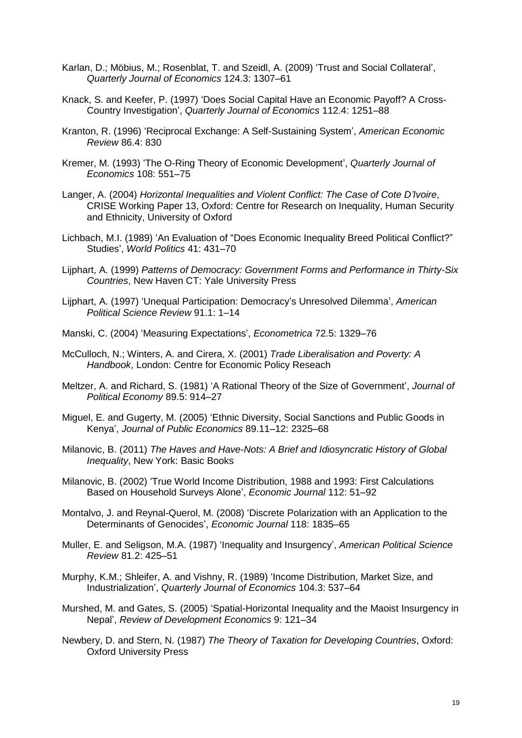Karlan, D.; Möbius, M.; Rosenblat, T. and Szeidl, A. (2009) 'Trust and Social Collateral', *Quarterly Journal of Economics* 124.3: 1307–61

Knack, S. and Keefer, P. (1997) 'Does Social Capital Have an Economic Payoff? A Cross-Country Investigation', *Quarterly Journal of Economics* 112.4: 1251–88

Kranton, R. (1996) 'Reciprocal Exchange: A Self-Sustaining System', *American Economic Review* 86.4: 830

Kremer, M. (1993) 'The O-Ring Theory of Economic Development', *Quarterly Journal of Economics* 108: 551–75

Langer, A. (2004) *Horizontal Inequalities and Violent Conflict: The Case of Cote D'Ivoire*, CRISE Working Paper 13, Oxford: Centre for Research on Inequality, Human Security and Ethnicity, University of Oxford

Lichbach, M.I. (1989) 'An Evaluation of "Does Economic Inequality Breed Political Conflict?" Studies', *World Politics* 41: 431–70

Lijphart, A. (1999) *Patterns of Democracy: Government Forms and Performance in Thirty-Six Countries*, New Haven CT: Yale University Press

Lijphart, A. (1997) 'Unequal Participation: Democracy's Unresolved Dilemma', *American Political Science Review* 91.1: 1–14

Manski, C. (2004) 'Measuring Expectations', *Econometrica* 72.5: 1329–76

McCulloch, N.; Winters, A. and Cirera, X. (2001) *Trade Liberalisation and Poverty: A Handbook*, London: Centre for Economic Policy Reseach

Meltzer, A. and Richard, S. (1981) 'A Rational Theory of the Size of Government', *Journal of Political Economy* 89.5: 914–27

Miguel, E. and Gugerty, M. (2005) 'Ethnic Diversity, Social Sanctions and Public Goods in Kenya', *Journal of Public Economics* 89.11–12: 2325–68

Milanovic, B. (2011) *The Haves and Have-Nots: A Brief and Idiosyncratic History of Global Inequality*, New York: Basic Books

Milanovic, B. (2002) 'True World Income Distribution, 1988 and 1993: First Calculations Based on Household Surveys Alone', *Economic Journal* 112: 51–92

Montalvo, J. and Reynal-Querol, M. (2008) 'Discrete Polarization with an Application to the Determinants of Genocides', *Economic Journal* 118: 1835–65

Muller, E. and Seligson, M.A. (1987) 'Inequality and Insurgency', *American Political Science Review* 81.2: 425–51

Murphy, K.M.; Shleifer, A. and Vishny, R. (1989) 'Income Distribution, Market Size, and Industrialization', *Quarterly Journal of Economics* 104.3: 537–64

Murshed, M. and Gates, S. (2005) 'Spatial-Horizontal Inequality and the Maoist Insurgency in Nepal', *Review of Development Economics* 9: 121–34

Newbery, D. and Stern, N. (1987) *The Theory of Taxation for Developing Countries*, Oxford: Oxford University Press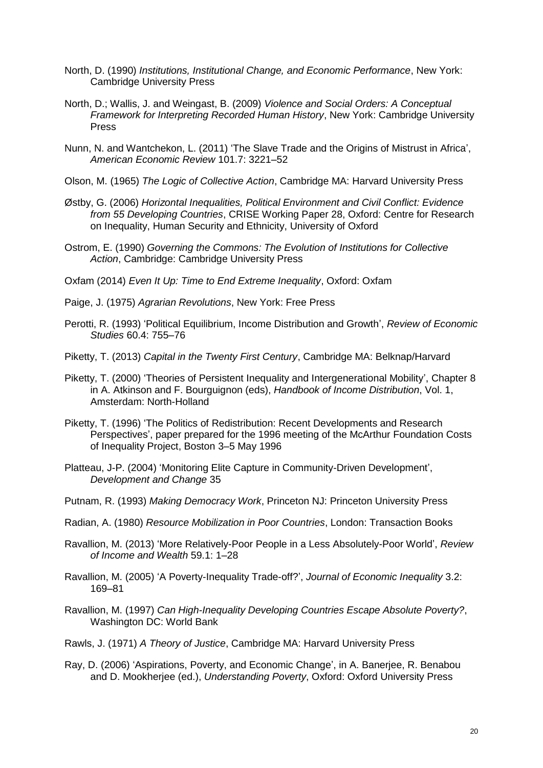North, D. (1990) *Institutions, Institutional Change, and Economic Performance*, New York: Cambridge University Press

North, D.; Wallis, J. and Weingast, B. (2009) *Violence and Social Orders: A Conceptual Framework for Interpreting Recorded Human History*, New York: Cambridge University Press

Nunn, N. and Wantchekon, L. (2011) 'The Slave Trade and the Origins of Mistrust in Africa', *American Economic Review* 101.7: 3221–52

Olson, M. (1965) *The Logic of Collective Action*, Cambridge MA: Harvard University Press

Østby, G. (2006) *Horizontal Inequalities, Political Environment and Civil Conflict: Evidence from 55 Developing Countries*, CRISE Working Paper 28, Oxford: Centre for Research on Inequality, Human Security and Ethnicity, University of Oxford

Ostrom, E. (1990) *Governing the Commons: The Evolution of Institutions for Collective Action*, Cambridge: Cambridge University Press

Oxfam (2014) *Even It Up: Time to End Extreme Inequality*, Oxford: Oxfam

Paige, J. (1975) *Agrarian Revolutions*, New York: Free Press

Perotti, R. (1993) 'Political Equilibrium, Income Distribution and Growth', *Review of Economic Studies* 60.4: 755–76

Piketty, T. (2013) *Capital in the Twenty First Century*, Cambridge MA: Belknap/Harvard

Piketty, T. (2000) 'Theories of Persistent Inequality and Intergenerational Mobility', Chapter 8 in A. Atkinson and F. Bourguignon (eds), *Handbook of Income Distribution*, Vol. 1, Amsterdam: North-Holland

Piketty, T. (1996) 'The Politics of Redistribution: Recent Developments and Research Perspectives', paper prepared for the 1996 meeting of the McArthur Foundation Costs of Inequality Project, Boston 3–5 May 1996

Platteau, J-P. (2004) 'Monitoring Elite Capture in Community-Driven Development', *Development and Change* 35

Putnam, R. (1993) *Making Democracy Work*, Princeton NJ: Princeton University Press

Radian, A. (1980) *Resource Mobilization in Poor Countries*, London: Transaction Books

Ravallion, M. (2013) 'More Relatively-Poor People in a Less Absolutely-Poor World', *Review of Income and Wealth* 59.1: 1–28

Ravallion, M. (2005) 'A Poverty-Inequality Trade-off?', *Journal of Economic Inequality* 3.2: 169–81

Ravallion, M. (1997) *Can High-Inequality Developing Countries Escape Absolute Poverty?*, Washington DC: World Bank

Rawls, J. (1971) *A Theory of Justice*, Cambridge MA: Harvard University Press

Ray, D. (2006) 'Aspirations, Poverty, and Economic Change', in A. Banerjee, R. Benabou and D. Mookherjee (ed.), *Understanding Poverty*, Oxford: Oxford University Press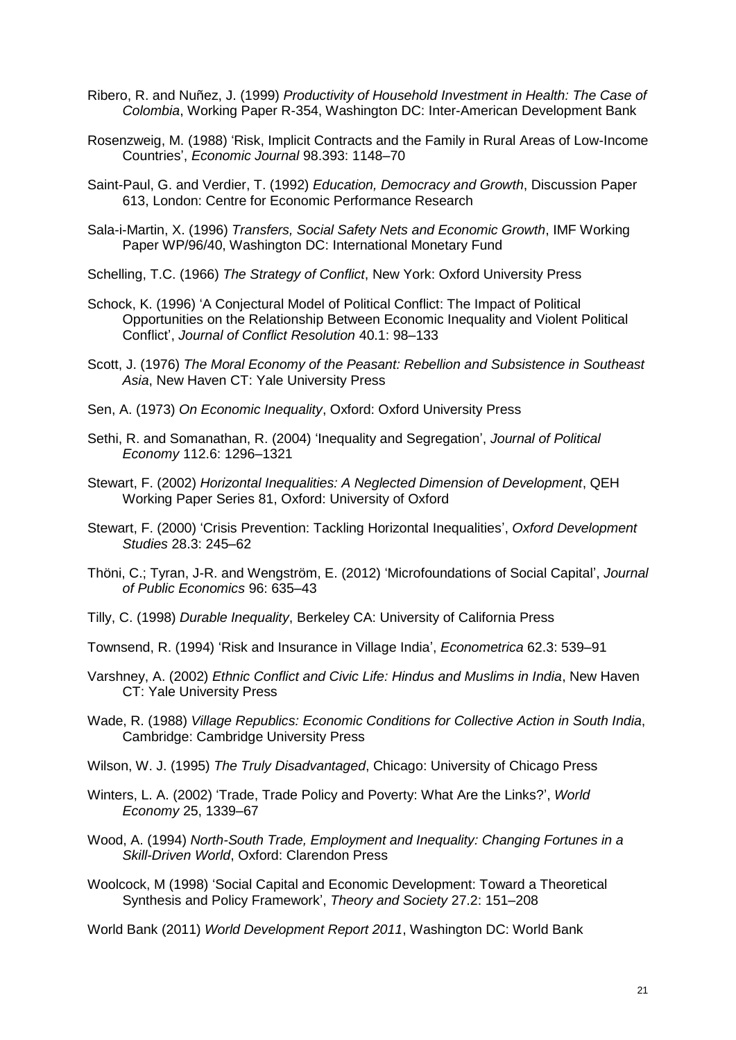Ribero, R. and Nuñez, J. (1999) *Productivity of Household Investment in Health: The Case of Colombia*, Working Paper R-354, Washington DC: Inter-American Development Bank

Rosenzweig, M. (1988) 'Risk, Implicit Contracts and the Family in Rural Areas of Low-Income Countries', *Economic Journal* 98.393: 1148–70

Saint-Paul, G. and Verdier, T. (1992) *Education, Democracy and Growth*, Discussion Paper 613, London: Centre for Economic Performance Research

Sala-i-Martin, X. (1996) *Transfers, Social Safety Nets and Economic Growth*, IMF Working Paper WP/96/40, Washington DC: International Monetary Fund

Schelling, T.C. (1966) *The Strategy of Conflict*, New York: Oxford University Press

Schock, K. (1996) 'A Conjectural Model of Political Conflict: The Impact of Political Opportunities on the Relationship Between Economic Inequality and Violent Political Conflict', *Journal of Conflict Resolution* 40.1: 98–133

Scott, J. (1976) *The Moral Economy of the Peasant: Rebellion and Subsistence in Southeast Asia*, New Haven CT: Yale University Press

Sen, A. (1973) *On Economic Inequality*, Oxford: Oxford University Press

Sethi, R. and Somanathan, R. (2004) 'Inequality and Segregation', *Journal of Political Economy* 112.6: 1296–1321

Stewart, F. (2002) *Horizontal Inequalities: A Neglected Dimension of Development*, QEH Working Paper Series 81, Oxford: University of Oxford

Stewart, F. (2000) 'Crisis Prevention: Tackling Horizontal Inequalities', *Oxford Development Studies* 28.3: 245–62

Thöni, C.; Tyran, J-R. and Wengström, E. (2012) 'Microfoundations of Social Capital', *Journal of Public Economics* 96: 635–43

Tilly, C. (1998) *Durable Inequality*, Berkeley CA: University of California Press

Townsend, R. (1994) 'Risk and Insurance in Village India', *Econometrica* 62.3: 539–91

Varshney, A. (2002) *Ethnic Conflict and Civic Life: Hindus and Muslims in India*, New Haven CT: Yale University Press

Wade, R. (1988) *Village Republics: Economic Conditions for Collective Action in South India*, Cambridge: Cambridge University Press

Wilson, W. J. (1995) *The Truly Disadvantaged*, Chicago: University of Chicago Press

Winters, L. A. (2002) 'Trade, Trade Policy and Poverty: What Are the Links?', *World Economy* 25, 1339–67

Wood, A. (1994) *North-South Trade, Employment and Inequality: Changing Fortunes in a Skill-Driven World*, Oxford: Clarendon Press

Woolcock, M (1998) 'Social Capital and Economic Development: Toward a Theoretical Synthesis and Policy Framework', *Theory and Society* 27.2: 151–208

World Bank (2011) *World Development Report 2011*, Washington DC: World Bank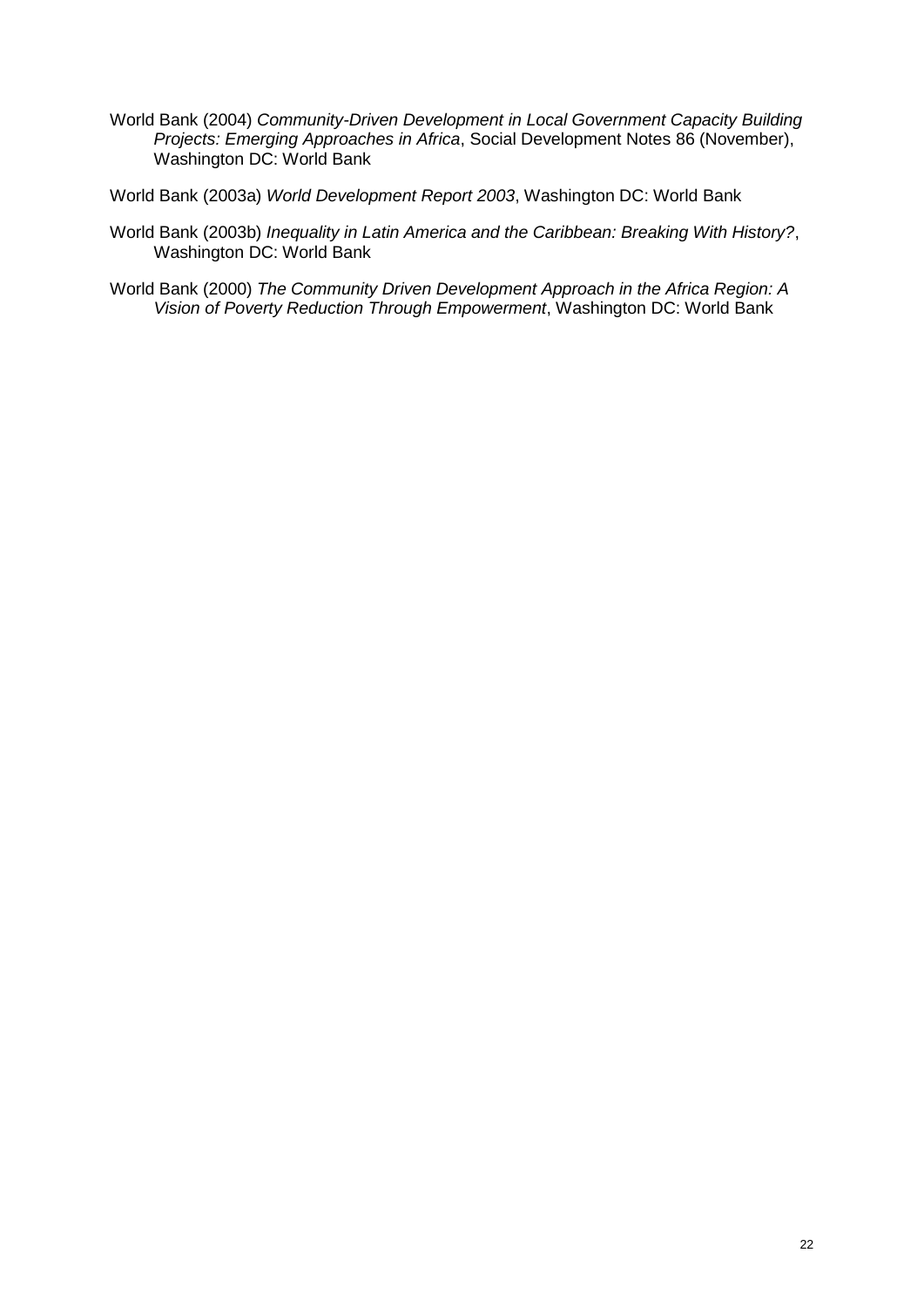World Bank (2004) *Community-Driven Development in Local Government Capacity Building Projects: Emerging Approaches in Africa*, Social Development Notes 86 (November), Washington DC: World Bank

World Bank (2003a) *World Development Report 2003*, Washington DC: World Bank

World Bank (2003b) *Inequality in Latin America and the Caribbean: Breaking With History?*, Washington DC: World Bank

World Bank (2000) *The Community Driven Development Approach in the Africa Region: A Vision of Poverty Reduction Through Empowerment*, Washington DC: World Bank